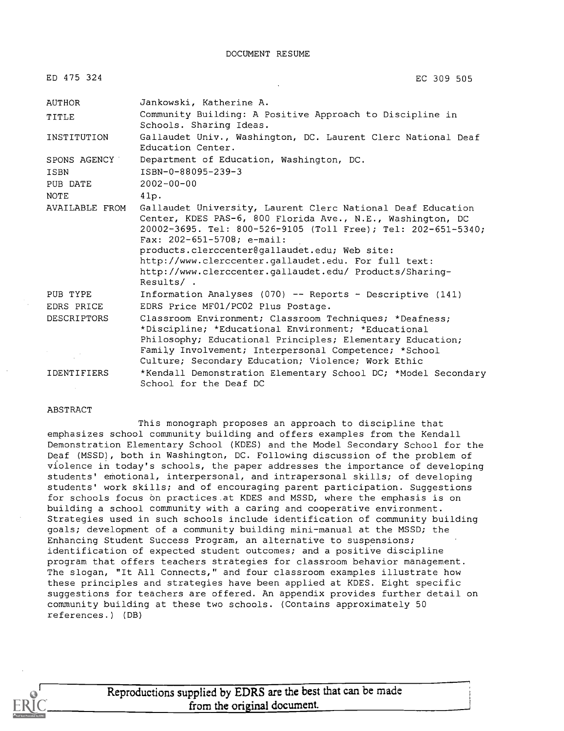DOCUMENT RESUME

| | |
|---|---|
| ED 475 324 | EC 309 505 |
| AUTHOR | Jankowski, Katherine A. |
| TITLE | Community Building: A Positive Approach to Discipline in Schools. Sharing Ideas. |
| INSTITUTION | Gallaudet Univ., Washington, DC. Laurent Clerc National Deaf Education Center. |
| SPONS AGENCY | Department of Education, Washington, DC. |
| ISBN | ISBN-0-88095-239-3 |
| PUB DATE | 2002-00-00 |
| NOTE | 41p. |
| AVAILABLE FROM | Gallaudet University, Laurent Clerc National Deaf Education Center, KDES PAS-6, 800 Florida Ave., N.E., Washington, DC 20002-3695. Tel: 800-526-9105 (Toll Free); Tel: 202-651-5340; Fax: 202-651-5708; e-mail: products.clerccenter@gallaudet.edu; Web site: http://www.clerccenter.gallaudet.edu. For full text: http://www.clerccenter.gallaudet.edu/ Products/Sharing-Results/ . |
| PUB TYPE | Information Analyses (070) -- Reports - Descriptive (141) |
| EDRS PRICE | EDRS Price MF01/PC02 Plus Postage. |
| DESCRIPTORS | Classroom Environment; Classroom Techniques; *Deafness; *Discipline; *Educational Environment; *Educational Philosophy; Educational Principles; Elementary Education; Family Involvement; Interpersonal Competence; *School Culture; Secondary Education; Violence; Work Ethic |
| IDENTIFIERS | *Kendall Demonstration Elementary School DC; *Model Secondary School for the Deaf DC |

ABSTRACT

This monograph proposes an approach to discipline that emphasizes school community building and offers examples from the Kendall Demonstration Elementary School (KDES) and the Model Secondary School for the Deaf (MSSD), both in Washington, DC. Following discussion of the problem of violence in today's schools, the paper addresses the importance of developing students' emotional, interpersonal, and intrapersonal skills; of developing students' work skills; and of encouraging parent participation. Suggestions for schools focus on practices at KDES and MSSD, where the emphasis is on building a school community with a caring and cooperative environment. Strategies used in such schools include identification of community building goals; development of a community building mini-manual at the MSSD; the Enhancing Student Success Program, an alternative to suspensions; identification of expected student outcomes; and a positive discipline program that offers teachers strategies for classroom behavior management. The slogan, "It All Connects," and four classroom examples illustrate how these principles and strategies have been applied at KDES. Eight specific suggestions for teachers are offered. An appendix provides further detail on community building at these two schools. (Contains approximately 50 references.) (DB)

Reproductions supplied by EDRS are the best that can be made from the original document.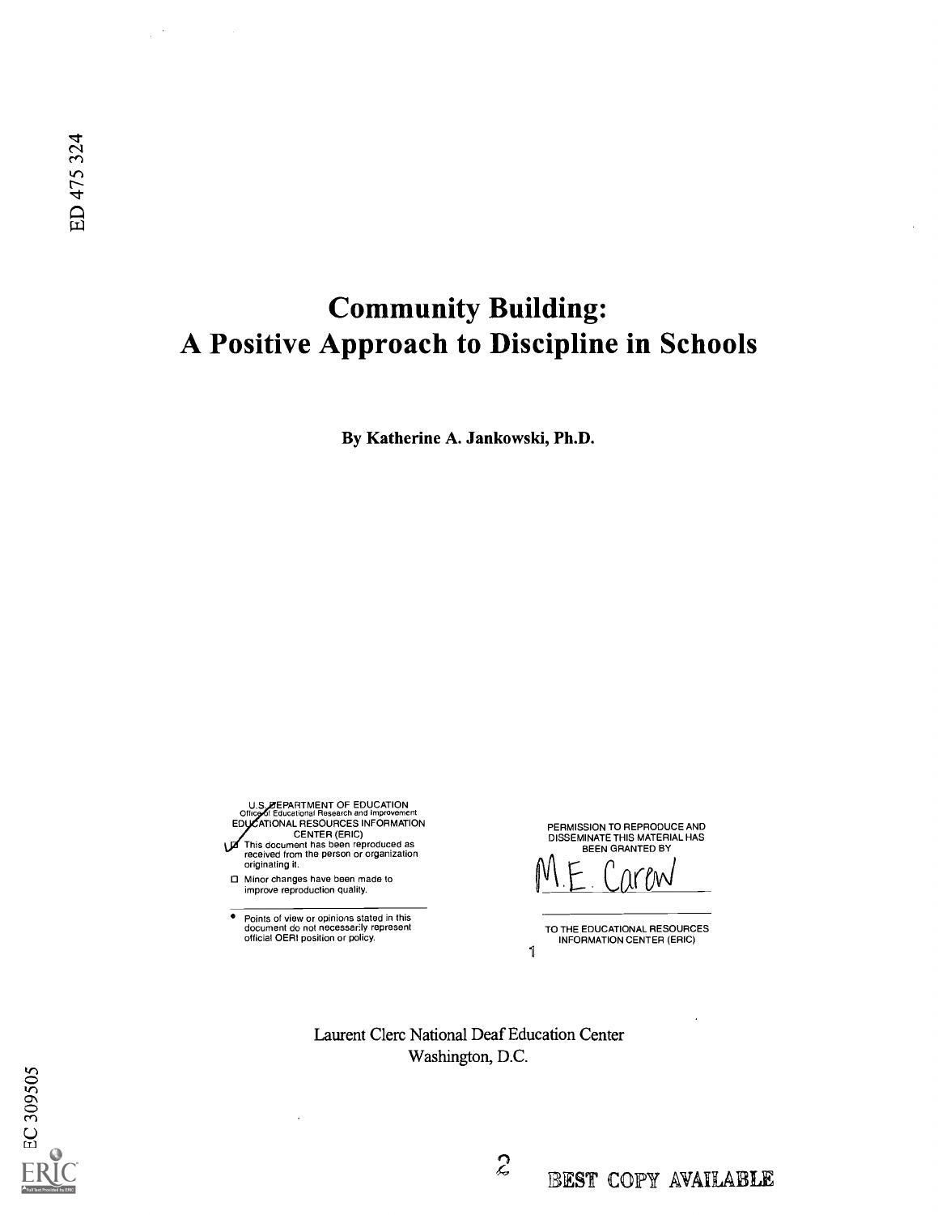# Community Building: A Positive Approach to Discipline in Schools

**By Katherine A. Jankowski, Ph.D.**

U.S. DEPARTMENT OF EDUCATION
Office of Educational Research and Improvement
EDUCATIONAL RESOURCES INFORMATION CENTER (ERIC)

- This document has been reproduced as received from the person or organization originating it.
- Minor changes have been made to improve reproduction quality.

- Points of view or opinions stated in this document do not necessarily represent official OERI position or policy.

PERMISSION TO REPRODUCE AND DISSEMINATE THIS MATERIAL HAS BEEN GRANTED BY

M.E. Carew

TO THE EDUCATIONAL RESOURCES INFORMATION CENTER (ERIC)

Laurent Clerc National Deaf Education Center
Washington, D.C.

BEST COPY AVAILABLE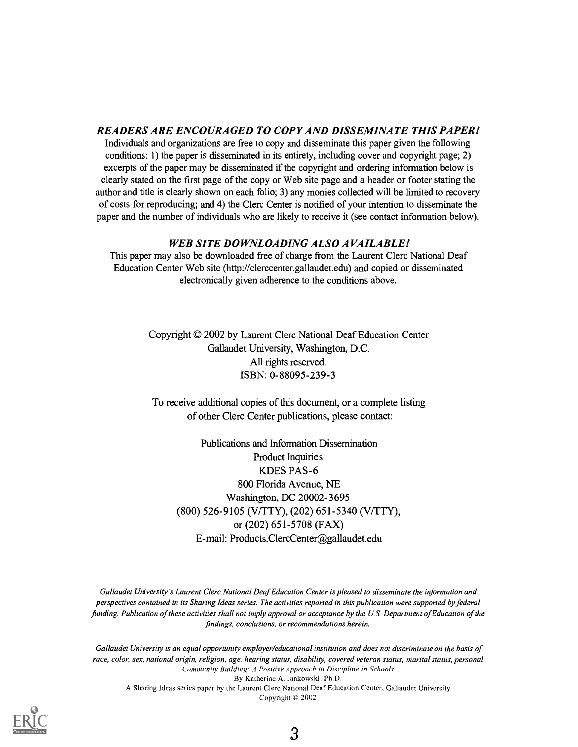***READERS ARE ENCOURAGED TO COPY AND DISSEMINATE THIS PAPER!***

Individuals and organizations are free to copy and disseminate this paper given the following conditions: 1) the paper is disseminated in its entirety, including cover and copyright page; 2) excerpts of the paper may be disseminated if the copyright and ordering information below is clearly stated on the first page of the copy or Web site page and a header or footer stating the author and title is clearly shown on each folio; 3) any monies collected will be limited to recovery of costs for reproducing; and 4) the Clerc Center is notified of your intention to disseminate the paper and the number of individuals who are likely to receive it (see contact information below).

***WEB SITE DOWNLOADING ALSO AVAILABLE!***

This paper may also be downloaded free of charge from the Laurent Clerc National Deaf Education Center Web site (http://clerccenter.gallaudet.edu) and copied or disseminated electronically given adherence to the conditions above.

Copyright © 2002 by Laurent Clerc National Deaf Education Center
Gallaudet University, Washington, D.C.
All rights reserved.
ISBN: 0-88095-239-3

To receive additional copies of this document, or a complete listing of other Clerc Center publications, please contact:

Publications and Information Dissemination
Product Inquiries
KDES PAS-6
800 Florida Avenue, NE
Washington, DC 20002-3695
(800) 526-9105 (V/TTY), (202) 651-5340 (V/TTY),
or (202) 651-5708 (FAX)
E-mail: Products.ClercCenter@gallaudet.edu

*Gallaudet University's Laurent Clerc National Deaf Education Center is pleased to disseminate the information and perspectives contained in its Sharing Ideas series. The activities reported in this publication were supported by federal funding. Publication of these activities shall not imply approval or acceptance by the U.S. Department of Education of the findings, conclusions, or recommendations herein.*

*Gallaudet University is an equal opportunity employer/educational institution and does not discriminate on the basis of race, color, sex, national origin, religion, age, hearing status, disability, covered veteran status, marital status, personal*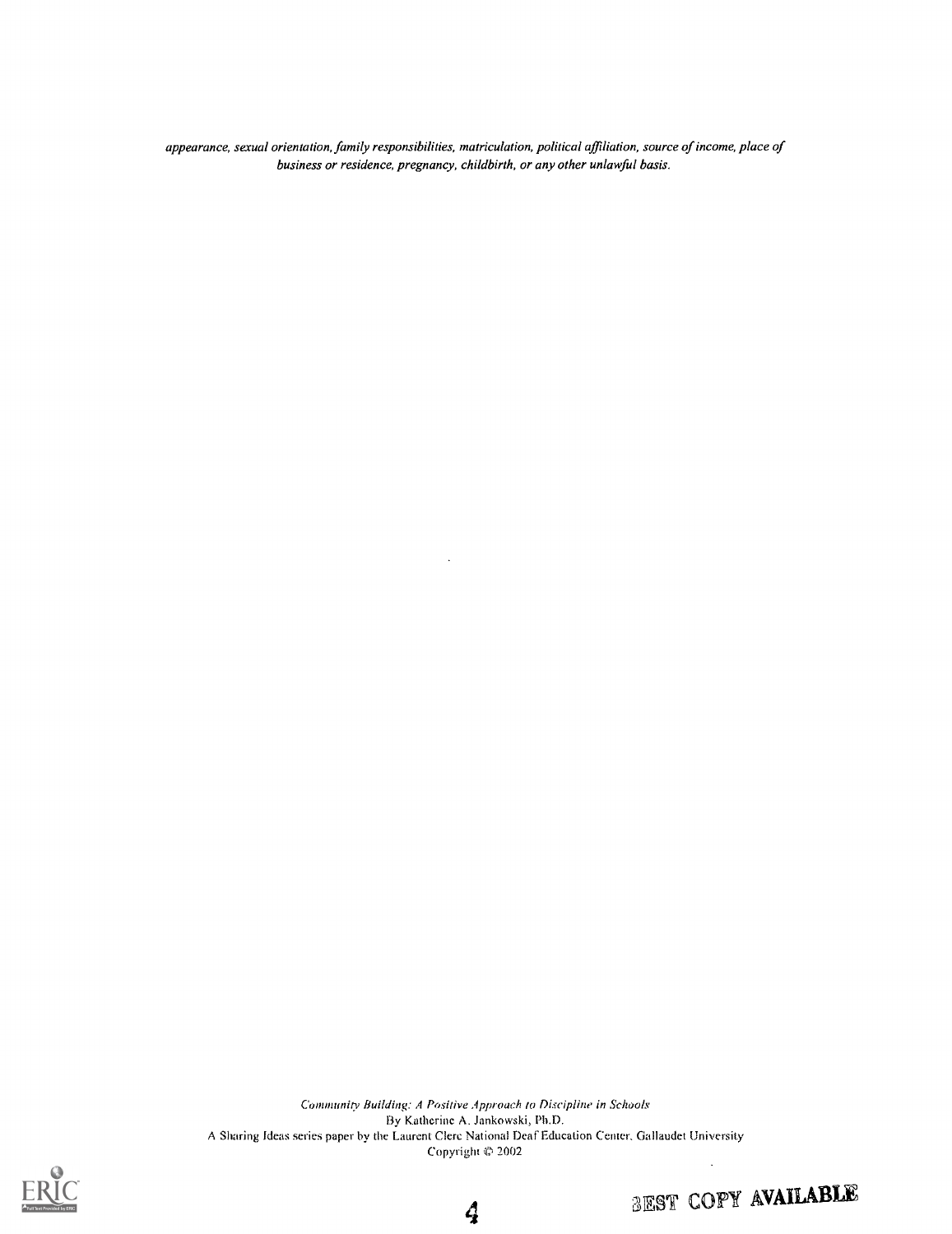*appearance, sexual orientation, family responsibilities, matriculation, political affiliation, source of income, place of business or residence, pregnancy, childbirth, or any other unlawful basis.*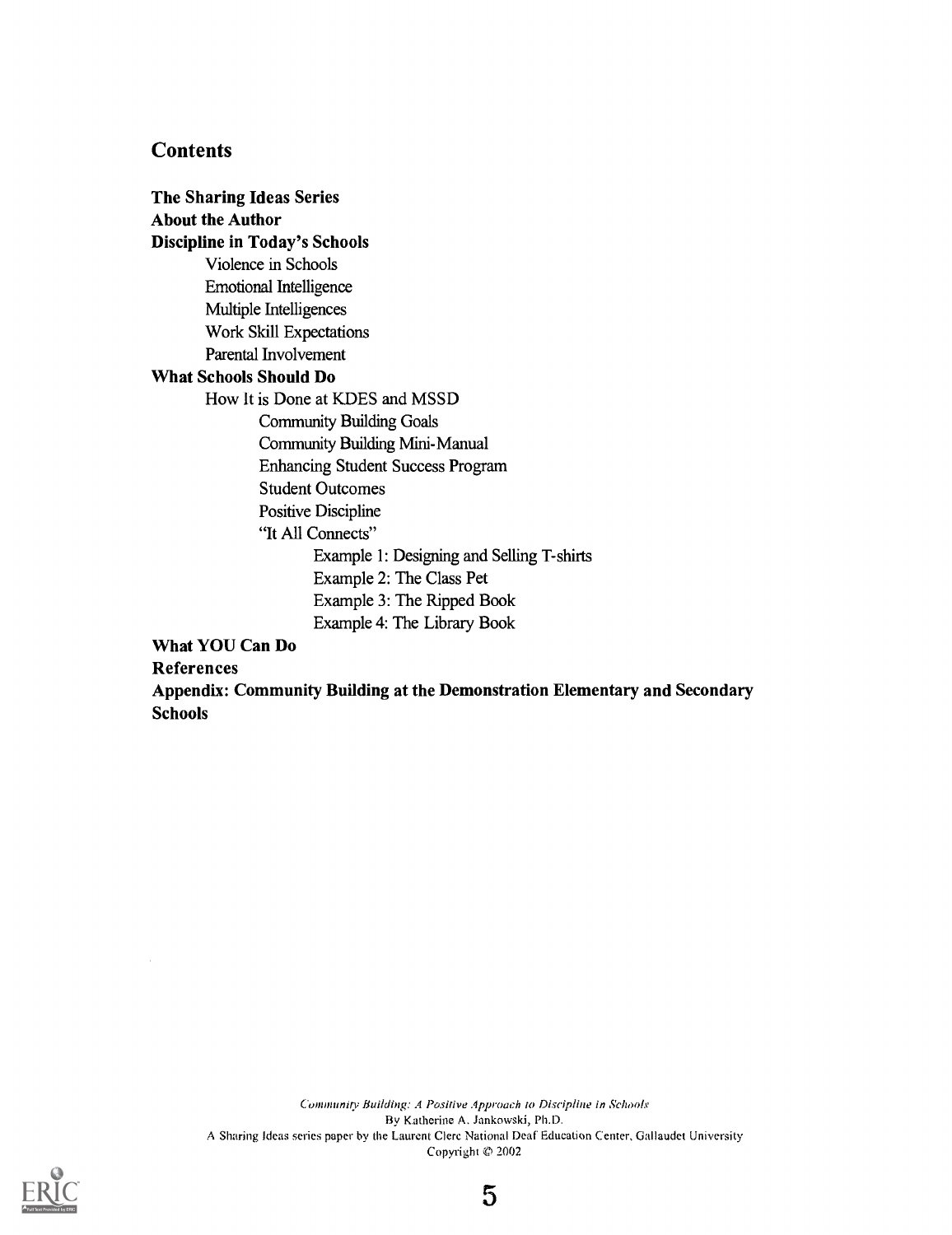## Contents

**The Sharing Ideas Series**
**About the Author**
**Discipline in Today's Schools**

- Violence in Schools
- Emotional Intelligence
- Multiple Intelligences
- Work Skill Expectations
- Parental Involvement

**What Schools Should Do**

- How It is Done at KDES and MSSD
  - Community Building Goals
  - Community Building Mini-Manual
  - Enhancing Student Success Program
  - Student Outcomes
  - Positive Discipline
  - "It All Connects"
    - Example 1: Designing and Selling T-shirts
    - Example 2: The Class Pet
    - Example 3: The Ripped Book
    - Example 4: The Library Book

**What YOU Can Do**
**References**
**Appendix: Community Building at the Demonstration Elementary and Secondary Schools**

*Community Building: A Positive Approach to Discipline in Schools*
By Katherine A. Jankowski, Ph.D.
A Sharing Ideas series paper by the Laurent Clerc National Deaf Education Center, Gallaudet University
Copyright © 2002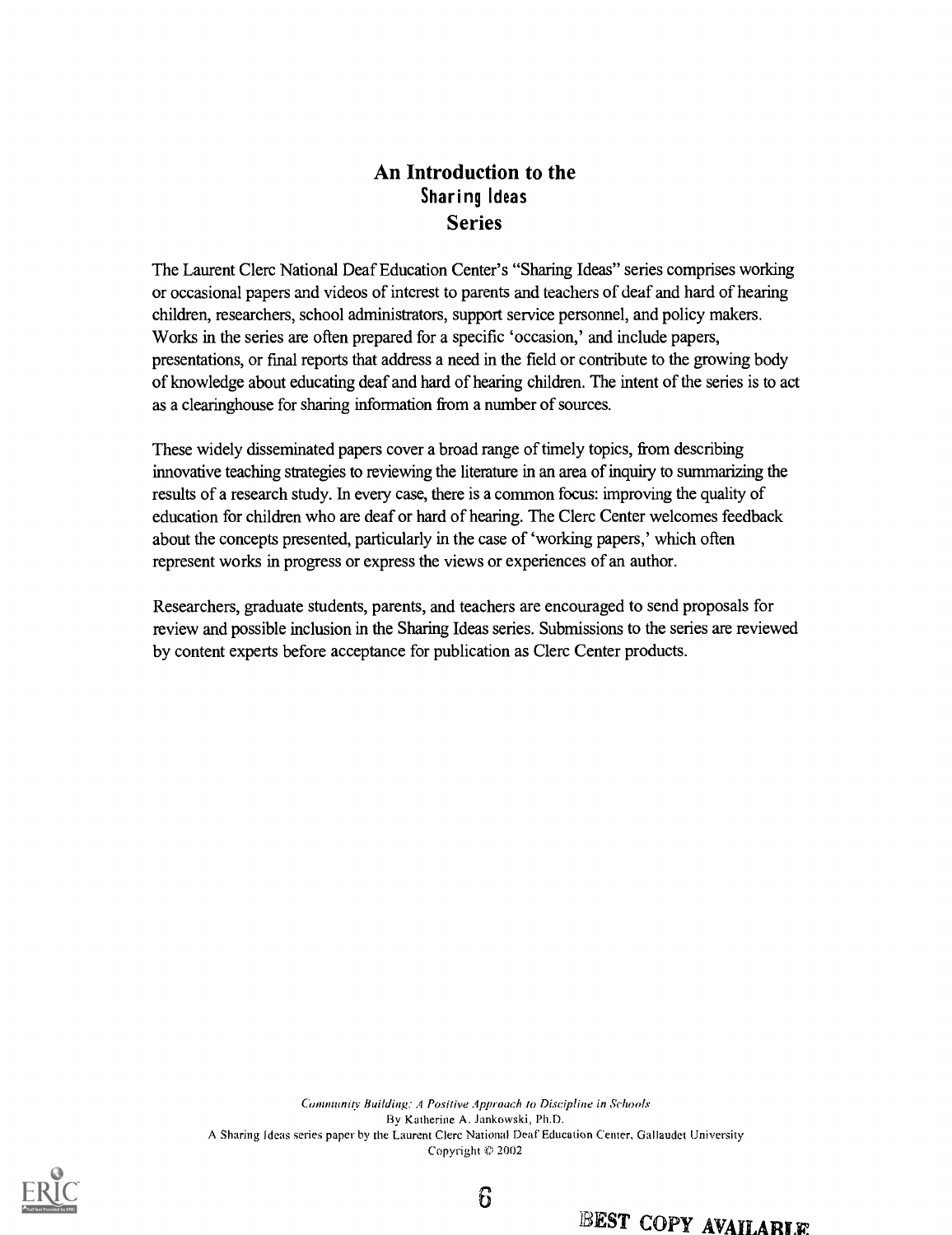## An Introduction to the Sharing Ideas Series

The Laurent Clerc National Deaf Education Center's "Sharing Ideas" series comprises working or occasional papers and videos of interest to parents and teachers of deaf and hard of hearing children, researchers, school administrators, support service personnel, and policy makers. Works in the series are often prepared for a specific 'occasion,' and include papers, presentations, or final reports that address a need in the field or contribute to the growing body of knowledge about educating deaf and hard of hearing children. The intent of the series is to act as a clearinghouse for sharing information from a number of sources.

These widely disseminated papers cover a broad range of timely topics, from describing innovative teaching strategies to reviewing the literature in an area of inquiry to summarizing the results of a research study. In every case, there is a common focus: improving the quality of education for children who are deaf or hard of hearing. The Clerc Center welcomes feedback about the concepts presented, particularly in the case of 'working papers,' which often represent works in progress or express the views or experiences of an author.

Researchers, graduate students, parents, and teachers are encouraged to send proposals for review and possible inclusion in the Sharing Ideas series. Submissions to the series are reviewed by content experts before acceptance for publication as Clerc Center products.

*Community Building: A Positive Approach to Discipline in Schools*
By Katherine A. Jankowski, Ph.D.
A Sharing Ideas series paper by the Laurent Clerc National Deaf Education Center, Gallaudet University
Copyright © 2002

BEST COPY AVAILABLE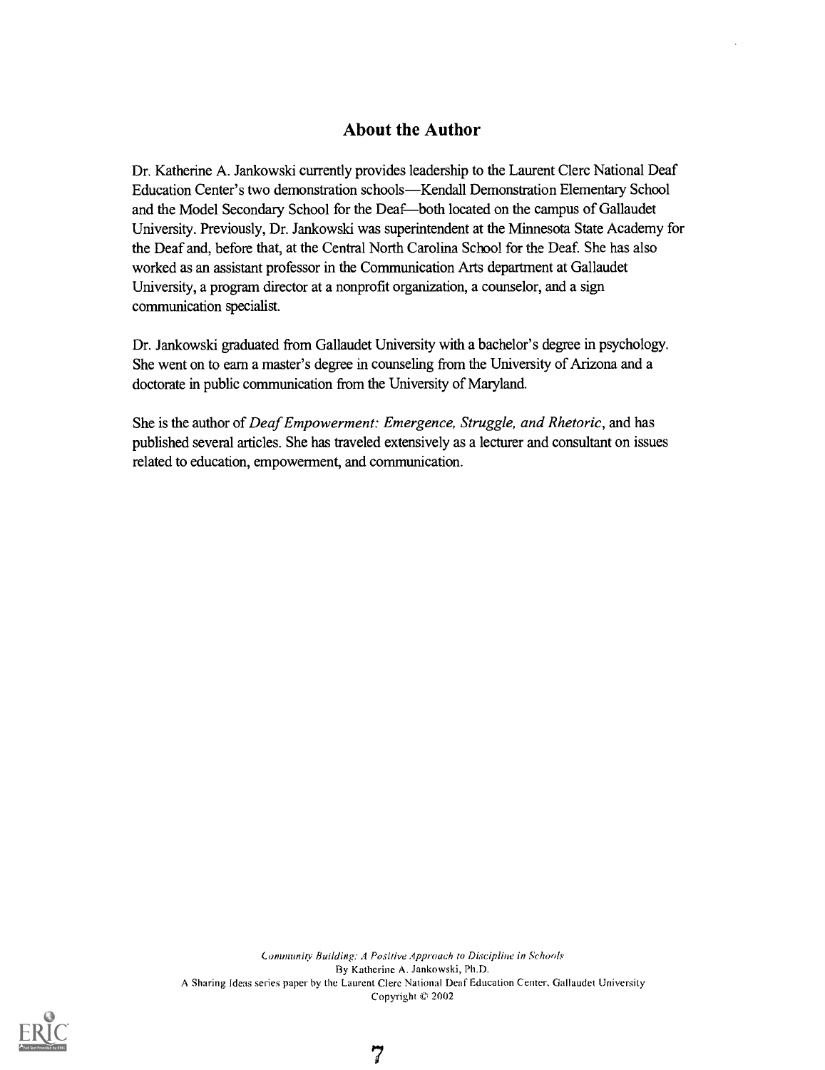## About the Author

Dr. Katherine A. Jankowski currently provides leadership to the Laurent Clerc National Deaf Education Center's two demonstration schools—Kendall Demonstration Elementary School and the Model Secondary School for the Deaf—both located on the campus of Gallaudet University. Previously, Dr. Jankowski was superintendent at the Minnesota State Academy for the Deaf and, before that, at the Central North Carolina School for the Deaf. She has also worked as an assistant professor in the Communication Arts department at Gallaudet University, a program director at a nonprofit organization, a counselor, and a sign communication specialist.

Dr. Jankowski graduated from Gallaudet University with a bachelor's degree in psychology. She went on to earn a master's degree in counseling from the University of Arizona and a doctorate in public communication from the University of Maryland.

She is the author of *Deaf Empowerment: Emergence, Struggle, and Rhetoric*, and has published several articles. She has traveled extensively as a lecturer and consultant on issues related to education, empowerment, and communication.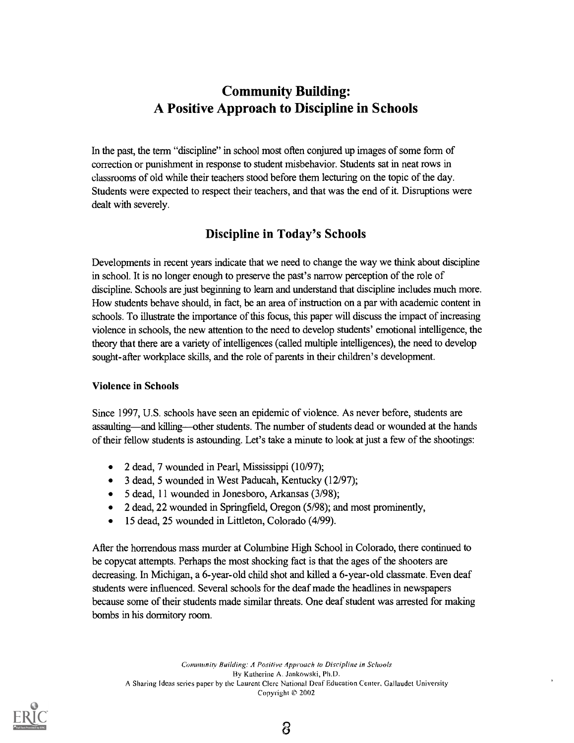# Community Building: A Positive Approach to Discipline in Schools

In the past, the term "discipline" in school most often conjured up images of some form of correction or punishment in response to student misbehavior. Students sat in neat rows in classrooms of old while their teachers stood before them lecturing on the topic of the day. Students were expected to respect their teachers, and that was the end of it. Disruptions were dealt with severely.

## Discipline in Today's Schools

Developments in recent years indicate that we need to change the way we think about discipline in school. It is no longer enough to preserve the past's narrow perception of the role of discipline. Schools are just beginning to learn and understand that discipline includes much more. How students behave should, in fact, be an area of instruction on a par with academic content in schools. To illustrate the importance of this focus, this paper will discuss the impact of increasing violence in schools, the new attention to the need to develop students' emotional intelligence, the theory that there are a variety of intelligences (called multiple intelligences), the need to develop sought-after workplace skills, and the role of parents in their children's development.

### Violence in Schools

Since 1997, U.S. schools have seen an epidemic of violence. As never before, students are assaulting—and killing—other students. The number of students dead or wounded at the hands of their fellow students is astounding. Let's take a minute to look at just a few of the shootings:

- 2 dead, 7 wounded in Pearl, Mississippi (10/97);
- 3 dead, 5 wounded in West Paducah, Kentucky (12/97);
- 5 dead, 11 wounded in Jonesboro, Arkansas (3/98);
- 2 dead, 22 wounded in Springfield, Oregon (5/98); and most prominently,
- 15 dead, 25 wounded in Littleton, Colorado (4/99).

After the horrendous mass murder at Columbine High School in Colorado, there continued to be copycat attempts. Perhaps the most shocking fact is that the ages of the shooters are decreasing. In Michigan, a 6-year-old child shot and killed a 6-year-old classmate. Even deaf students were influenced. Several schools for the deaf made the headlines in newspapers because some of their students made similar threats. One deaf student was arrested for making bombs in his dormitory room.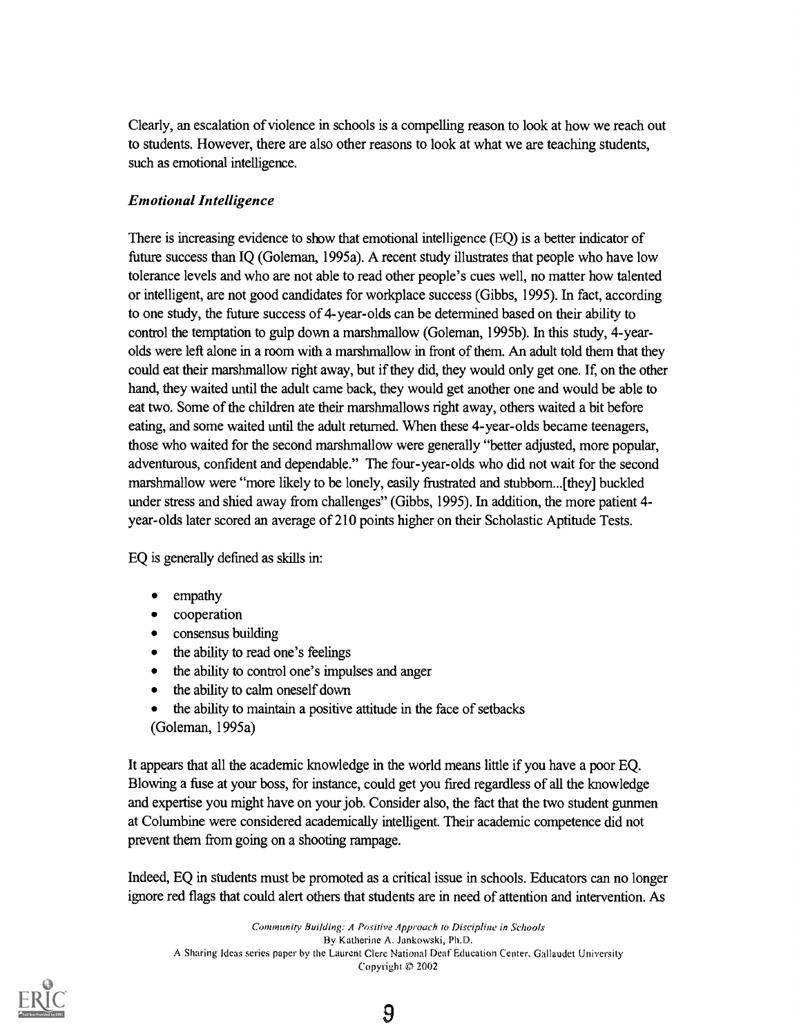Clearly, an escalation of violence in schools is a compelling reason to look at how we reach out to students. However, there are also other reasons to look at what we are teaching students, such as emotional intelligence.

### *Emotional Intelligence*

There is increasing evidence to show that emotional intelligence (EQ) is a better indicator of future success than IQ (Goleman, 1995a). A recent study illustrates that people who have low tolerance levels and who are not able to read other people's cues well, no matter how talented or intelligent, are not good candidates for workplace success (Gibbs, 1995). In fact, according to one study, the future success of 4-year-olds can be determined based on their ability to control the temptation to gulp down a marshmallow (Goleman, 1995b). In this study, 4-year-olds were left alone in a room with a marshmallow in front of them. An adult told them that they could eat their marshmallow right away, but if they did, they would only get one. If, on the other hand, they waited until the adult came back, they would get another one and would be able to eat two. Some of the children ate their marshmallows right away, others waited a bit before eating, and some waited until the adult returned. When these 4-year-olds became teenagers, those who waited for the second marshmallow were generally "better adjusted, more popular, adventurous, confident and dependable." The four-year-olds who did not wait for the second marshmallow were "more likely to be lonely, easily frustrated and stubborn...[they] buckled under stress and shied away from challenges" (Gibbs, 1995). In addition, the more patient 4-year-olds later scored an average of 210 points higher on their Scholastic Aptitude Tests.

EQ is generally defined as skills in:

- empathy
- cooperation
- consensus building
- the ability to read one's feelings
- the ability to control one's impulses and anger
- the ability to calm oneself down
- the ability to maintain a positive attitude in the face of setbacks

(Goleman, 1995a)

It appears that all the academic knowledge in the world means little if you have a poor EQ. Blowing a fuse at your boss, for instance, could get you fired regardless of all the knowledge and expertise you might have on your job. Consider also, the fact that the two student gunmen at Columbine were considered academically intelligent. Their academic competence did not prevent them from going on a shooting rampage.

Indeed, EQ in students must be promoted as a critical issue in schools. Educators can no longer ignore red flags that could alert others that students are in need of attention and intervention. As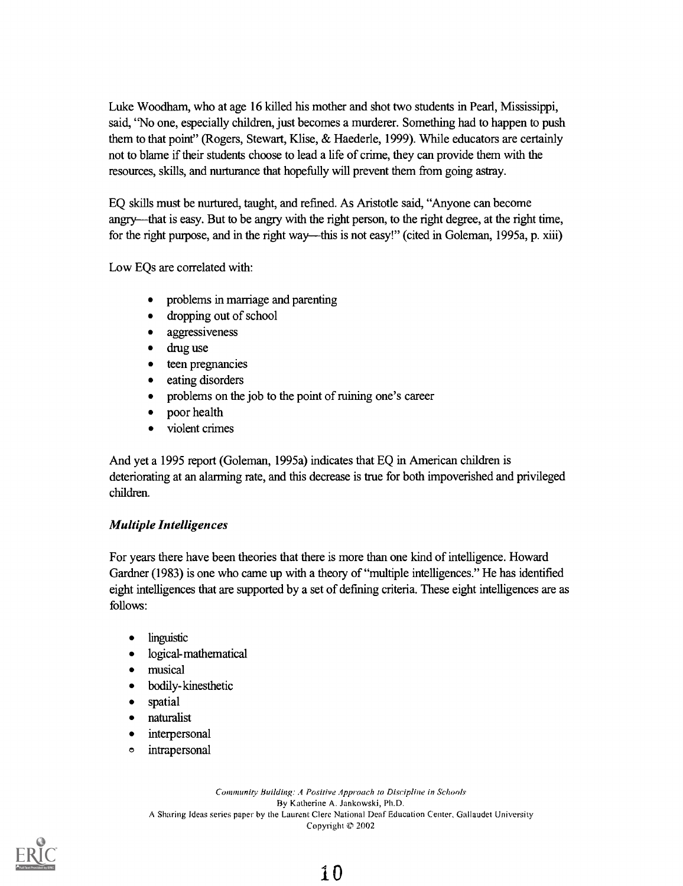Luke Woodham, who at age 16 killed his mother and shot two students in Pearl, Mississippi, said, "No one, especially children, just becomes a murderer. Something had to happen to push them to that point" (Rogers, Stewart, Klise, & Haederle, 1999). While educators are certainly not to blame if their students choose to lead a life of crime, they can provide them with the resources, skills, and nurturance that hopefully will prevent them from going astray.

EQ skills must be nurtured, taught, and refined. As Aristotle said, "Anyone can become angry—that is easy. But to be angry with the right person, to the right degree, at the right time, for the right purpose, and in the right way—this is not easy!" (cited in Goleman, 1995a, p. xiii)

Low EQs are correlated with:

- problems in marriage and parenting
- dropping out of school
- aggressiveness
- drug use
- teen pregnancies
- eating disorders
- problems on the job to the point of ruining one's career
- poor health
- violent crimes

And yet a 1995 report (Goleman, 1995a) indicates that EQ in American children is deteriorating at an alarming rate, and this decrease is true for both impoverished and privileged children.

### *Multiple Intelligences*

For years there have been theories that there is more than one kind of intelligence. Howard Gardner (1983) is one who came up with a theory of "multiple intelligences." He has identified eight intelligences that are supported by a set of defining criteria. These eight intelligences are as follows:

- linguistic
- logical-mathematical
- musical
- bodily-kinesthetic
- spatial
- naturalist
- interpersonal
- intrapersonal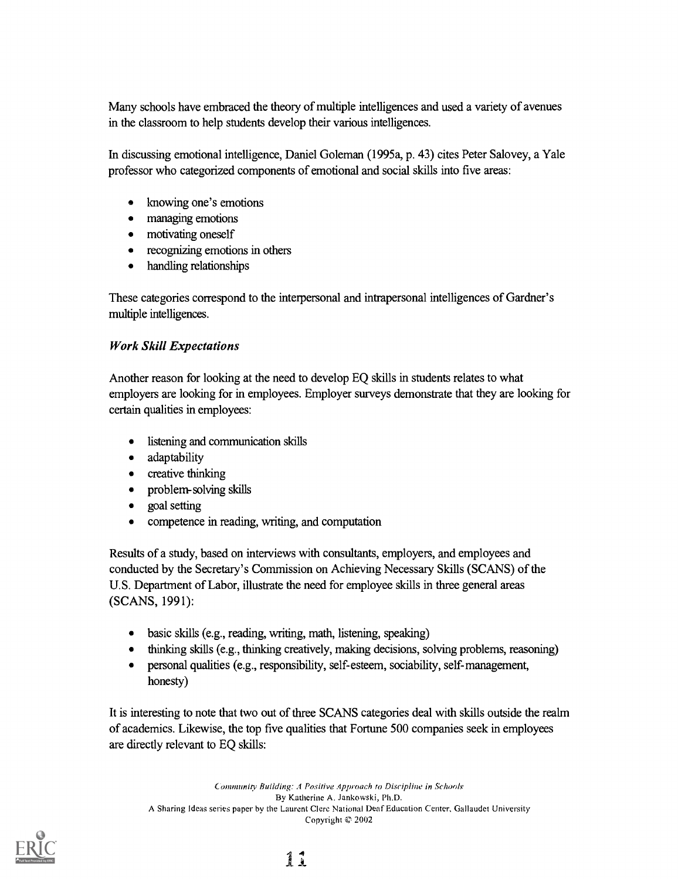Many schools have embraced the theory of multiple intelligences and used a variety of avenues in the classroom to help students develop their various intelligences.

In discussing emotional intelligence, Daniel Goleman (1995a, p. 43) cites Peter Salovey, a Yale professor who categorized components of emotional and social skills into five areas:

- knowing one's emotions
- managing emotions
- motivating oneself
- recognizing emotions in others
- handling relationships

These categories correspond to the interpersonal and intrapersonal intelligences of Gardner's multiple intelligences.

### *Work Skill Expectations*

Another reason for looking at the need to develop EQ skills in students relates to what employers are looking for in employees. Employer surveys demonstrate that they are looking for certain qualities in employees:

- listening and communication skills
- adaptability
- creative thinking
- problem-solving skills
- goal setting
- competence in reading, writing, and computation

Results of a study, based on interviews with consultants, employers, and employees and conducted by the Secretary's Commission on Achieving Necessary Skills (SCANS) of the U.S. Department of Labor, illustrate the need for employee skills in three general areas (SCANS, 1991):

- basic skills (e.g., reading, writing, math, listening, speaking)
- thinking skills (e.g., thinking creatively, making decisions, solving problems, reasoning)
- personal qualities (e.g., responsibility, self-esteem, sociability, self-management, honesty)

It is interesting to note that two out of three SCANS categories deal with skills outside the realm of academics. Likewise, the top five qualities that Fortune 500 companies seek in employees are directly relevant to EQ skills: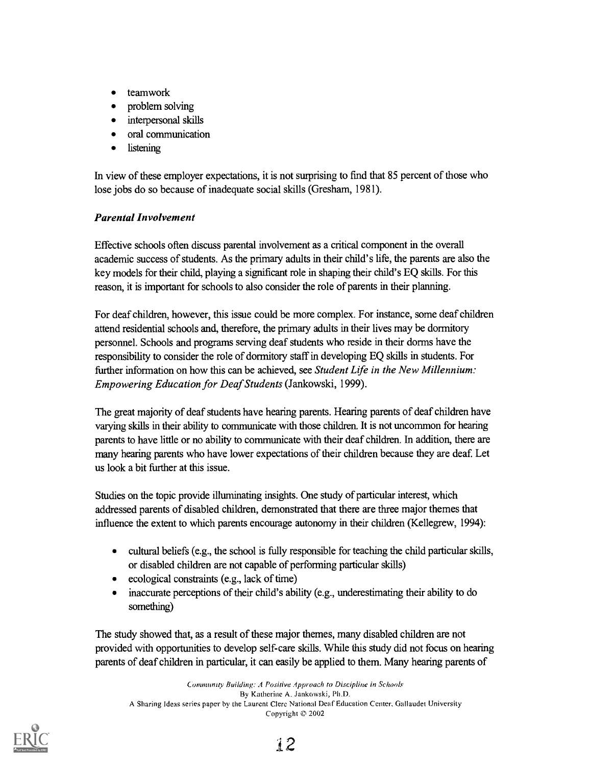- teamwork
- problem solving
- interpersonal skills
- oral communication
- listening

In view of these employer expectations, it is not surprising to find that 85 percent of those who lose jobs do so because of inadequate social skills (Gresham, 1981).

### *Parental Involvement*

Effective schools often discuss parental involvement as a critical component in the overall academic success of students. As the primary adults in their child's life, the parents are also the key models for their child, playing a significant role in shaping their child's EQ skills. For this reason, it is important for schools to also consider the role of parents in their planning.

For deaf children, however, this issue could be more complex. For instance, some deaf children attend residential schools and, therefore, the primary adults in their lives may be dormitory personnel. Schools and programs serving deaf students who reside in their dorms have the responsibility to consider the role of dormitory staff in developing EQ skills in students. For further information on how this can be achieved, see *Student Life in the New Millennium: Empowering Education for Deaf Students* (Jankowski, 1999).

The great majority of deaf students have hearing parents. Hearing parents of deaf children have varying skills in their ability to communicate with those children. It is not uncommon for hearing parents to have little or no ability to communicate with their deaf children. In addition, there are many hearing parents who have lower expectations of their children because they are deaf. Let us look a bit further at this issue.

Studies on the topic provide illuminating insights. One study of particular interest, which addressed parents of disabled children, demonstrated that there are three major themes that influence the extent to which parents encourage autonomy in their children (Kellegrew, 1994):

- cultural beliefs (e.g., the school is fully responsible for teaching the child particular skills, or disabled children are not capable of performing particular skills)
- ecological constraints (e.g., lack of time)
- inaccurate perceptions of their child's ability (e.g., underestimating their ability to do something)

The study showed that, as a result of these major themes, many disabled children are not provided with opportunities to develop self-care skills. While this study did not focus on hearing parents of deaf children in particular, it can easily be applied to them. Many hearing parents of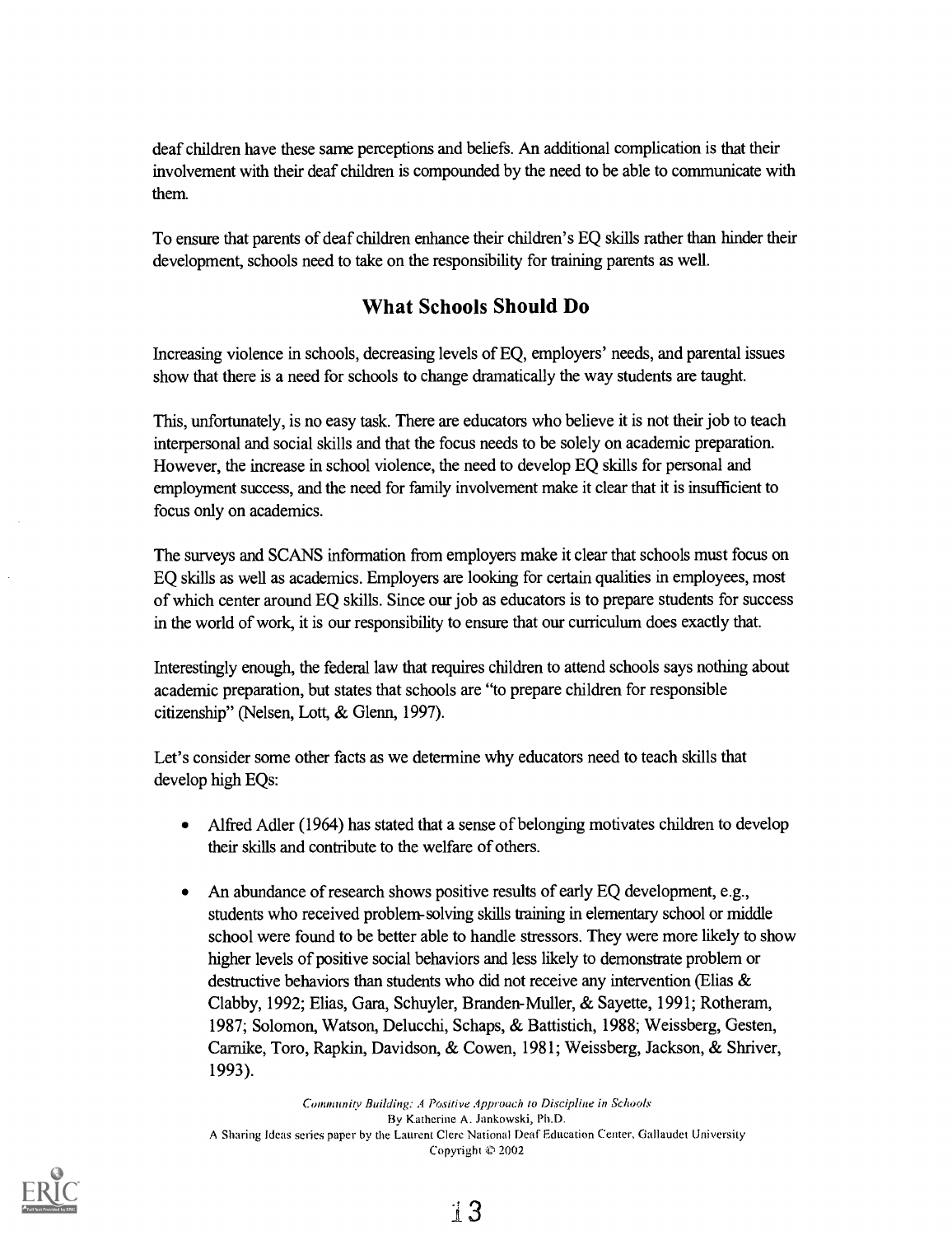deaf children have these same perceptions and beliefs. An additional complication is that their involvement with their deaf children is compounded by the need to be able to communicate with them.

To ensure that parents of deaf children enhance their children's EQ skills rather than hinder their development, schools need to take on the responsibility for training parents as well.

## What Schools Should Do

Increasing violence in schools, decreasing levels of EQ, employers' needs, and parental issues show that there is a need for schools to change dramatically the way students are taught.

This, unfortunately, is no easy task. There are educators who believe it is not their job to teach interpersonal and social skills and that the focus needs to be solely on academic preparation. However, the increase in school violence, the need to develop EQ skills for personal and employment success, and the need for family involvement make it clear that it is insufficient to focus only on academics.

The surveys and SCANS information from employers make it clear that schools must focus on EQ skills as well as academics. Employers are looking for certain qualities in employees, most of which center around EQ skills. Since our job as educators is to prepare students for success in the world of work, it is our responsibility to ensure that our curriculum does exactly that.

Interestingly enough, the federal law that requires children to attend schools says nothing about academic preparation, but states that schools are "to prepare children for responsible citizenship" (Nelsen, Lott, & Glenn, 1997).

Let's consider some other facts as we determine why educators need to teach skills that develop high EQs:

- Alfred Adler (1964) has stated that a sense of belonging motivates children to develop their skills and contribute to the welfare of others.
- An abundance of research shows positive results of early EQ development, e.g., students who received problem-solving skills training in elementary school or middle school were found to be better able to handle stressors. They were more likely to show higher levels of positive social behaviors and less likely to demonstrate problem or destructive behaviors than students who did not receive any intervention (Elias & Clabby, 1992; Elias, Gara, Schuyler, Branden-Muller, & Sayette, 1991; Rotheram, 1987; Solomon, Watson, Delucchi, Schaps, & Battistich, 1988; Weissberg, Gesten, Carnike, Toro, Rapkin, Davidson, & Cowen, 1981; Weissberg, Jackson, & Shriver, 1993).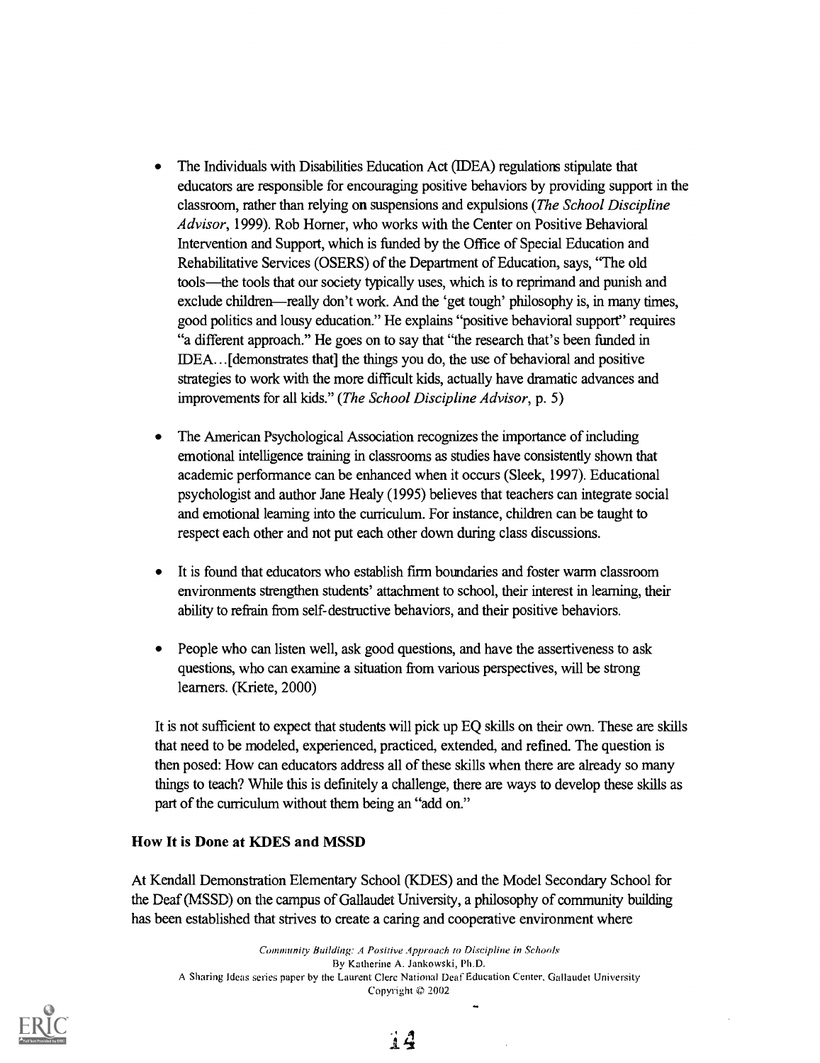- The Individuals with Disabilities Education Act (IDEA) regulations stipulate that educators are responsible for encouraging positive behaviors by providing support in the classroom, rather than relying on suspensions and expulsions (*The School Discipline Advisor*, 1999). Rob Horner, who works with the Center on Positive Behavioral Intervention and Support, which is funded by the Office of Special Education and Rehabilitative Services (OSERS) of the Department of Education, says, "The old tools—the tools that our society typically uses, which is to reprimand and punish and exclude children—really don't work. And the 'get tough' philosophy is, in many times, good politics and lousy education." He explains "positive behavioral support" requires "a different approach." He goes on to say that "the research that's been funded in IDEA…[demonstrates that] the things you do, the use of behavioral and positive strategies to work with the more difficult kids, actually have dramatic advances and improvements for all kids." (*The School Discipline Advisor*, p. 5)

- The American Psychological Association recognizes the importance of including emotional intelligence training in classrooms as studies have consistently shown that academic performance can be enhanced when it occurs (Sleek, 1997). Educational psychologist and author Jane Healy (1995) believes that teachers can integrate social and emotional learning into the curriculum. For instance, children can be taught to respect each other and not put each other down during class discussions.

- It is found that educators who establish firm boundaries and foster warm classroom environments strengthen students' attachment to school, their interest in learning, their ability to refrain from self-destructive behaviors, and their positive behaviors.

- People who can listen well, ask good questions, and have the assertiveness to ask questions, who can examine a situation from various perspectives, will be strong learners. (Kriete, 2000)

It is not sufficient to expect that students will pick up EQ skills on their own. These are skills that need to be modeled, experienced, practiced, extended, and refined. The question is then posed: How can educators address all of these skills when there are already so many things to teach? While this is definitely a challenge, there are ways to develop these skills as part of the curriculum without them being an "add on."

### How It is Done at KDES and MSSD

At Kendall Demonstration Elementary School (KDES) and the Model Secondary School for the Deaf (MSSD) on the campus of Gallaudet University, a philosophy of community building has been established that strives to create a caring and cooperative environment where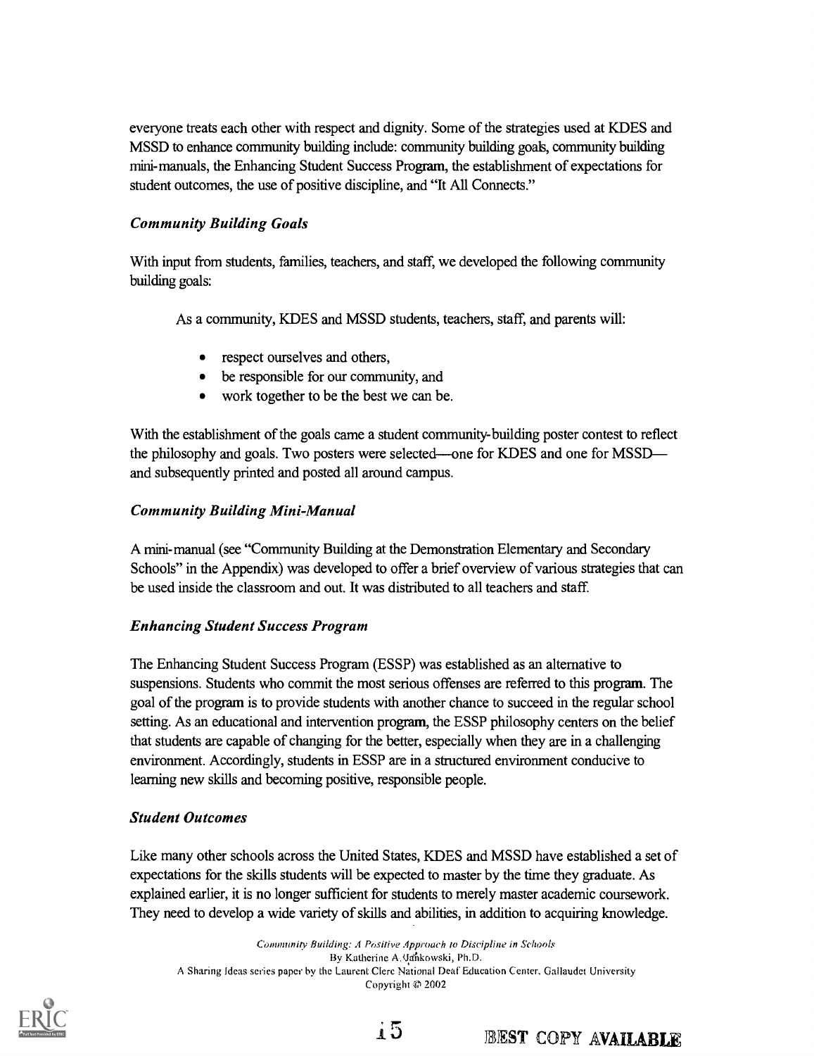everyone treats each other with respect and dignity. Some of the strategies used at KDES and MSSD to enhance community building include: community building goals, community building mini-manuals, the Enhancing Student Success Program, the establishment of expectations for student outcomes, the use of positive discipline, and "It All Connects."

### *Community Building Goals*

With input from students, families, teachers, and staff, we developed the following community building goals:

As a community, KDES and MSSD students, teachers, staff, and parents will:

- respect ourselves and others,
- be responsible for our community, and
- work together to be the best we can be.

With the establishment of the goals came a student community-building poster contest to reflect the philosophy and goals. Two posters were selected—one for KDES and one for MSSD—and subsequently printed and posted all around campus.

### *Community Building Mini-Manual*

A mini-manual (see "Community Building at the Demonstration Elementary and Secondary Schools" in the Appendix) was developed to offer a brief overview of various strategies that can be used inside the classroom and out. It was distributed to all teachers and staff.

### *Enhancing Student Success Program*

The Enhancing Student Success Program (ESSP) was established as an alternative to suspensions. Students who commit the most serious offenses are referred to this program. The goal of the program is to provide students with another chance to succeed in the regular school setting. As an educational and intervention program, the ESSP philosophy centers on the belief that students are capable of changing for the better, especially when they are in a challenging environment. Accordingly, students in ESSP are in a structured environment conducive to learning new skills and becoming positive, responsible people.

### *Student Outcomes*

Like many other schools across the United States, KDES and MSSD have established a set of expectations for the skills students will be expected to master by the time they graduate. As explained earlier, it is no longer sufficient for students to merely master academic coursework. They need to develop a wide variety of skills and abilities, in addition to acquiring knowledge.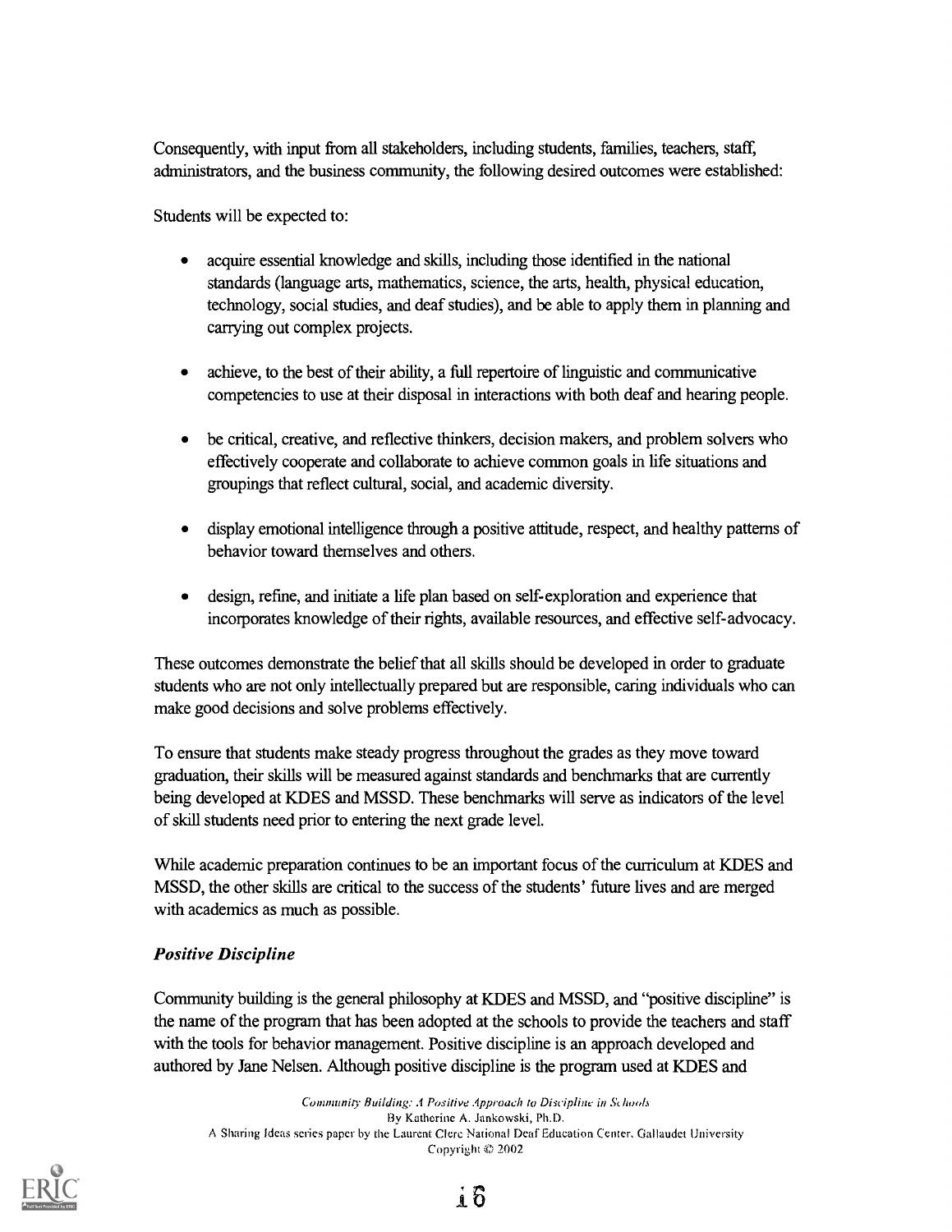Consequently, with input from all stakeholders, including students, families, teachers, staff, administrators, and the business community, the following desired outcomes were established:

Students will be expected to:

- acquire essential knowledge and skills, including those identified in the national standards (language arts, mathematics, science, the arts, health, physical education, technology, social studies, and deaf studies), and be able to apply them in planning and carrying out complex projects.
- achieve, to the best of their ability, a full repertoire of linguistic and communicative competencies to use at their disposal in interactions with both deaf and hearing people.
- be critical, creative, and reflective thinkers, decision makers, and problem solvers who effectively cooperate and collaborate to achieve common goals in life situations and groupings that reflect cultural, social, and academic diversity.
- display emotional intelligence through a positive attitude, respect, and healthy patterns of behavior toward themselves and others.
- design, refine, and initiate a life plan based on self-exploration and experience that incorporates knowledge of their rights, available resources, and effective self-advocacy.

These outcomes demonstrate the belief that all skills should be developed in order to graduate students who are not only intellectually prepared but are responsible, caring individuals who can make good decisions and solve problems effectively.

To ensure that students make steady progress throughout the grades as they move toward graduation, their skills will be measured against standards and benchmarks that are currently being developed at KDES and MSSD. These benchmarks will serve as indicators of the level of skill students need prior to entering the next grade level.

While academic preparation continues to be an important focus of the curriculum at KDES and MSSD, the other skills are critical to the success of the students' future lives and are merged with academics as much as possible.

### *Positive Discipline*

Community building is the general philosophy at KDES and MSSD, and "positive discipline" is the name of the program that has been adopted at the schools to provide the teachers and staff with the tools for behavior management. Positive discipline is an approach developed and authored by Jane Nelsen. Although positive discipline is the program used at KDES and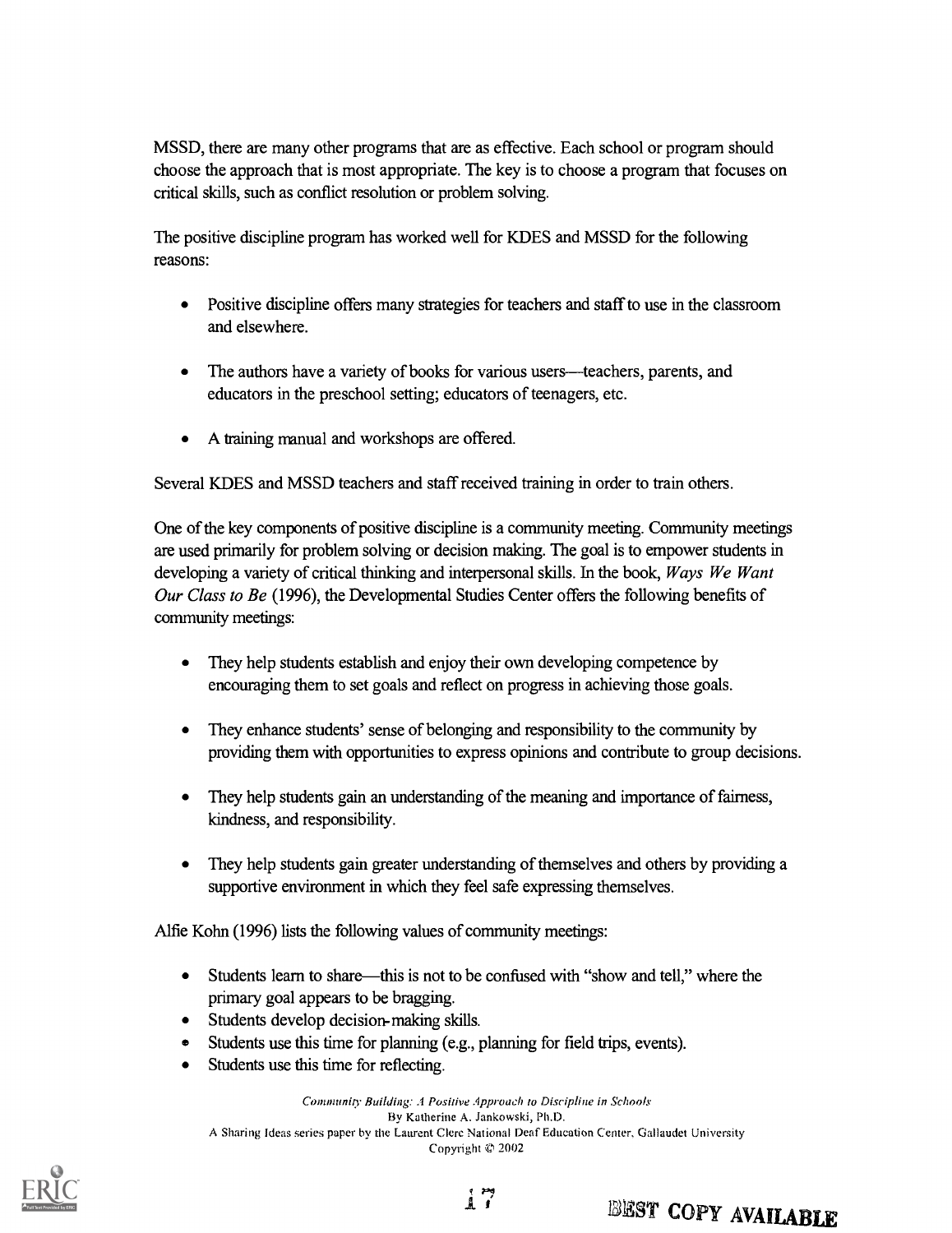MSSD, there are many other programs that are as effective. Each school or program should choose the approach that is most appropriate. The key is to choose a program that focuses on critical skills, such as conflict resolution or problem solving.

The positive discipline program has worked well for KDES and MSSD for the following reasons:

- Positive discipline offers many strategies for teachers and staff to use in the classroom and elsewhere.
- The authors have a variety of books for various users—teachers, parents, and educators in the preschool setting; educators of teenagers, etc.
- A training manual and workshops are offered.

Several KDES and MSSD teachers and staff received training in order to train others.

One of the key components of positive discipline is a community meeting. Community meetings are used primarily for problem solving or decision making. The goal is to empower students in developing a variety of critical thinking and interpersonal skills. In the book, *Ways We Want Our Class to Be* (1996), the Developmental Studies Center offers the following benefits of community meetings:

- They help students establish and enjoy their own developing competence by encouraging them to set goals and reflect on progress in achieving those goals.
- They enhance students' sense of belonging and responsibility to the community by providing them with opportunities to express opinions and contribute to group decisions.
- They help students gain an understanding of the meaning and importance of fairness, kindness, and responsibility.
- They help students gain greater understanding of themselves and others by providing a supportive environment in which they feel safe expressing themselves.

Alfie Kohn (1996) lists the following values of community meetings:

- Students learn to share—this is not to be confused with "show and tell," where the primary goal appears to be bragging.
- Students develop decision-making skills.
- Students use this time for planning (e.g., planning for field trips, events).
- Students use this time for reflecting.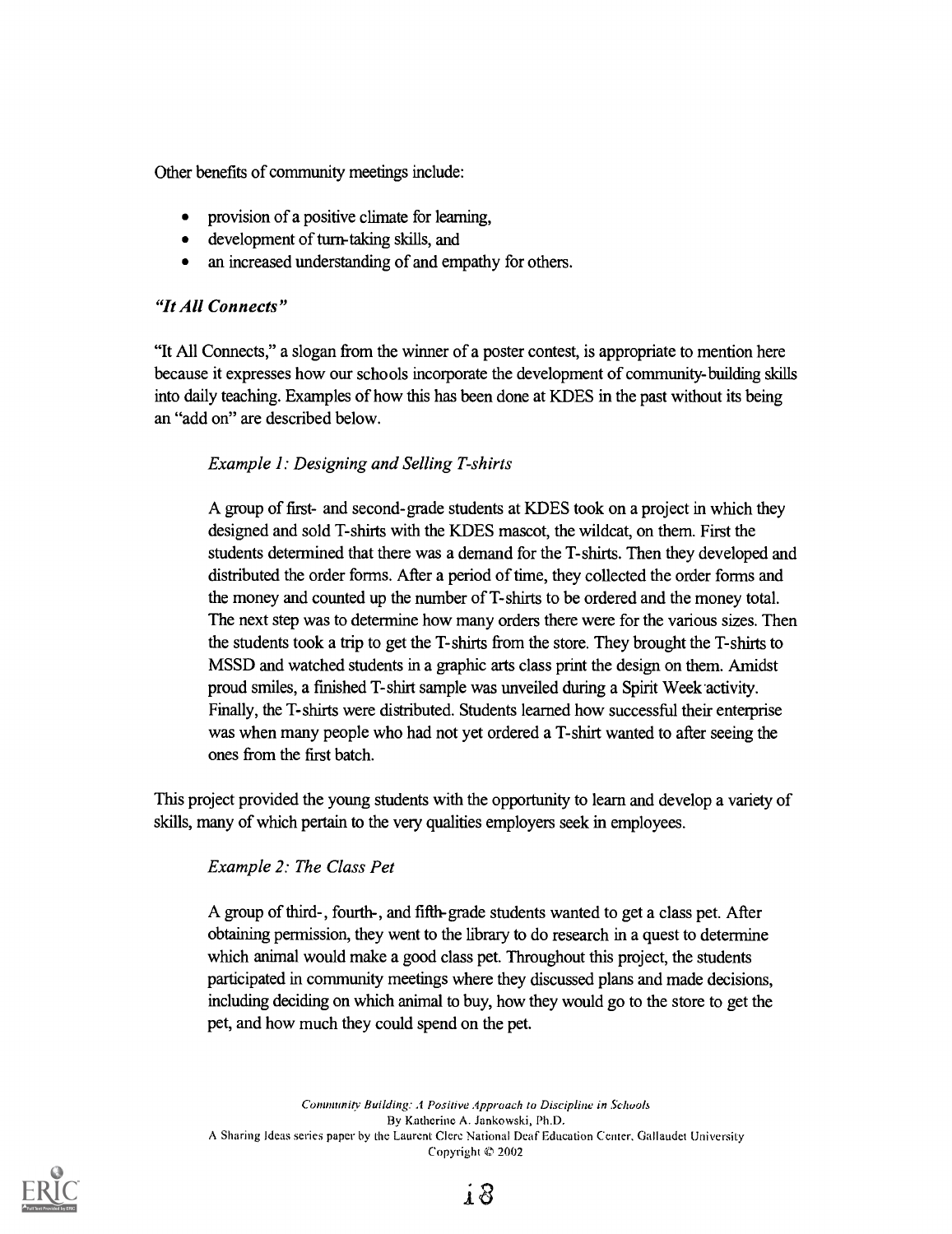Other benefits of community meetings include:

- provision of a positive climate for learning,
- development of turn-taking skills, and
- an increased understanding of and empathy for others.

### *"It All Connects"*

"It All Connects," a slogan from the winner of a poster contest, is appropriate to mention here because it expresses how our schools incorporate the development of community-building skills into daily teaching. Examples of how this has been done at KDES in the past without its being an "add on" are described below.

> *Example 1: Designing and Selling T-shirts*
>
> A group of first- and second-grade students at KDES took on a project in which they designed and sold T-shirts with the KDES mascot, the wildcat, on them. First the students determined that there was a demand for the T-shirts. Then they developed and distributed the order forms. After a period of time, they collected the order forms and the money and counted up the number of T-shirts to be ordered and the money total. The next step was to determine how many orders there were for the various sizes. Then the students took a trip to get the T-shirts from the store. They brought the T-shirts to MSSD and watched students in a graphic arts class print the design on them. Amidst proud smiles, a finished T-shirt sample was unveiled during a Spirit Week activity. Finally, the T-shirts were distributed. Students learned how successful their enterprise was when many people who had not yet ordered a T-shirt wanted to after seeing the ones from the first batch.

This project provided the young students with the opportunity to learn and develop a variety of skills, many of which pertain to the very qualities employers seek in employees.

> *Example 2: The Class Pet*
>
> A group of third-, fourth-, and fifth-grade students wanted to get a class pet. After obtaining permission, they went to the library to do research in a quest to determine which animal would make a good class pet. Throughout this project, the students participated in community meetings where they discussed plans and made decisions, including deciding on which animal to buy, how they would go to the store to get the pet, and how much they could spend on the pet.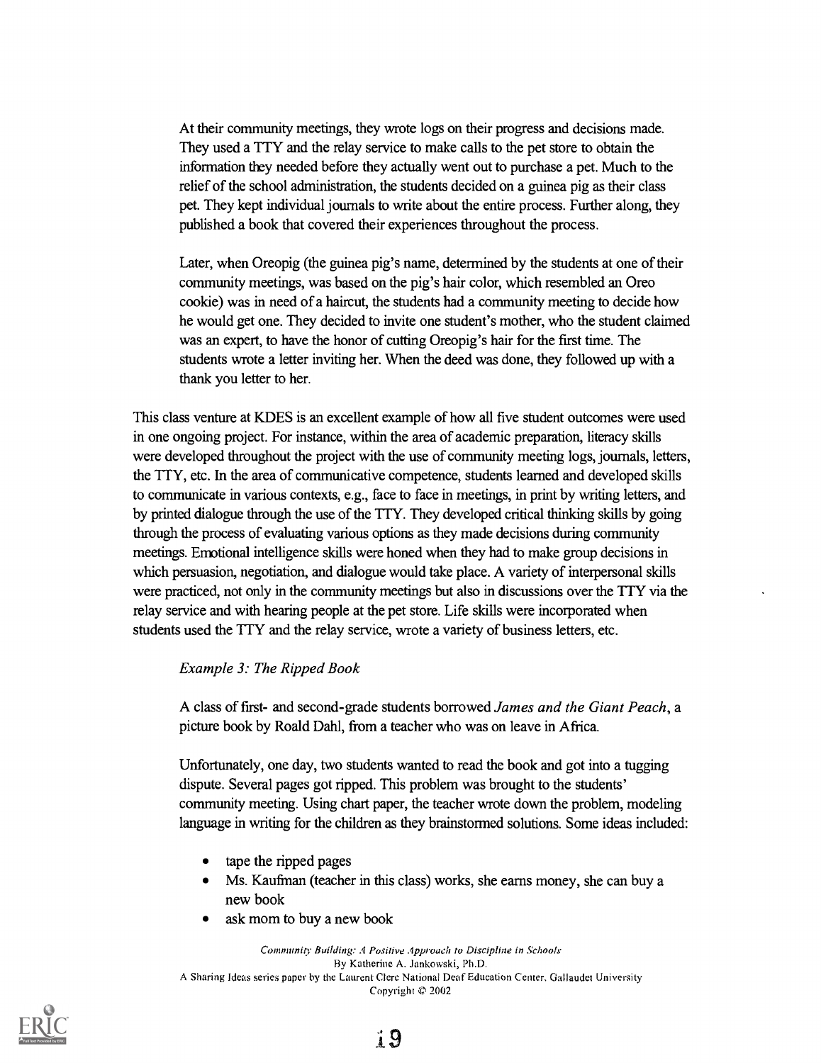At their community meetings, they wrote logs on their progress and decisions made. They used a TTY and the relay service to make calls to the pet store to obtain the information they needed before they actually went out to purchase a pet. Much to the relief of the school administration, the students decided on a guinea pig as their class pet. They kept individual journals to write about the entire process. Further along, they published a book that covered their experiences throughout the process.

Later, when Oreopig (the guinea pig's name, determined by the students at one of their community meetings, was based on the pig's hair color, which resembled an Oreo cookie) was in need of a haircut, the students had a community meeting to decide how he would get one. They decided to invite one student's mother, who the student claimed was an expert, to have the honor of cutting Oreopig's hair for the first time. The students wrote a letter inviting her. When the deed was done, they followed up with a thank you letter to her.

This class venture at KDES is an excellent example of how all five student outcomes were used in one ongoing project. For instance, within the area of academic preparation, literacy skills were developed throughout the project with the use of community meeting logs, journals, letters, the TTY, etc. In the area of communicative competence, students learned and developed skills to communicate in various contexts, e.g., face to face in meetings, in print by writing letters, and by printed dialogue through the use of the TTY. They developed critical thinking skills by going through the process of evaluating various options as they made decisions during community meetings. Emotional intelligence skills were honed when they had to make group decisions in which persuasion, negotiation, and dialogue would take place. A variety of interpersonal skills were practiced, not only in the community meetings but also in discussions over the TTY via the relay service and with hearing people at the pet store. Life skills were incorporated when students used the TTY and the relay service, wrote a variety of business letters, etc.

*Example 3: The Ripped Book*

A class of first- and second-grade students borrowed *James and the Giant Peach*, a picture book by Roald Dahl, from a teacher who was on leave in Africa.

Unfortunately, one day, two students wanted to read the book and got into a tugging dispute. Several pages got ripped. This problem was brought to the students' community meeting. Using chart paper, the teacher wrote down the problem, modeling language in writing for the children as they brainstormed solutions. Some ideas included:

- tape the ripped pages
- Ms. Kaufman (teacher in this class) works, she earns money, she can buy a new book
- ask mom to buy a new book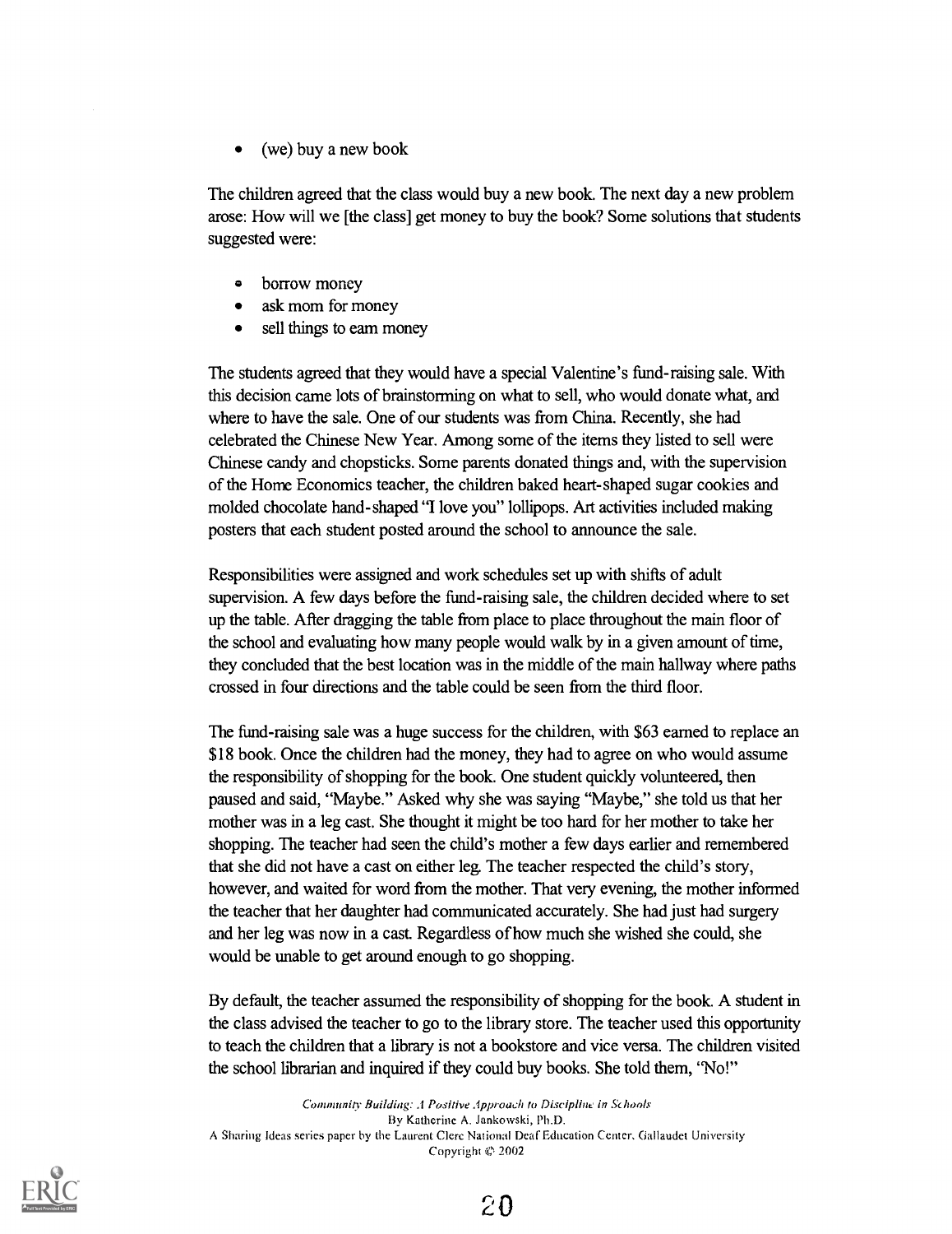- (we) buy a new book

The children agreed that the class would buy a new book. The next day a new problem arose: How will we [the class] get money to buy the book? Some solutions that students suggested were:

- borrow money
- ask mom for money
- sell things to earn money

The students agreed that they would have a special Valentine's fund-raising sale. With this decision came lots of brainstorming on what to sell, who would donate what, and where to have the sale. One of our students was from China. Recently, she had celebrated the Chinese New Year. Among some of the items they listed to sell were Chinese candy and chopsticks. Some parents donated things and, with the supervision of the Home Economics teacher, the children baked heart-shaped sugar cookies and molded chocolate hand-shaped "I love you" lollipops. Art activities included making posters that each student posted around the school to announce the sale.

Responsibilities were assigned and work schedules set up with shifts of adult supervision. A few days before the fund-raising sale, the children decided where to set up the table. After dragging the table from place to place throughout the main floor of the school and evaluating how many people would walk by in a given amount of time, they concluded that the best location was in the middle of the main hallway where paths crossed in four directions and the table could be seen from the third floor.

The fund-raising sale was a huge success for the children, with $63 earned to replace an $18 book. Once the children had the money, they had to agree on who would assume the responsibility of shopping for the book. One student quickly volunteered, then paused and said, "Maybe." Asked why she was saying "Maybe," she told us that her mother was in a leg cast. She thought it might be too hard for her mother to take her shopping. The teacher had seen the child's mother a few days earlier and remembered that she did not have a cast on either leg. The teacher respected the child's story, however, and waited for word from the mother. That very evening, the mother informed the teacher that her daughter had communicated accurately. She had just had surgery and her leg was now in a cast. Regardless of how much she wished she could, she would be unable to get around enough to go shopping.

By default, the teacher assumed the responsibility of shopping for the book. A student in the class advised the teacher to go to the library store. The teacher used this opportunity to teach the children that a library is not a bookstore and vice versa. The children visited the school librarian and inquired if they could buy books. She told them, "No!"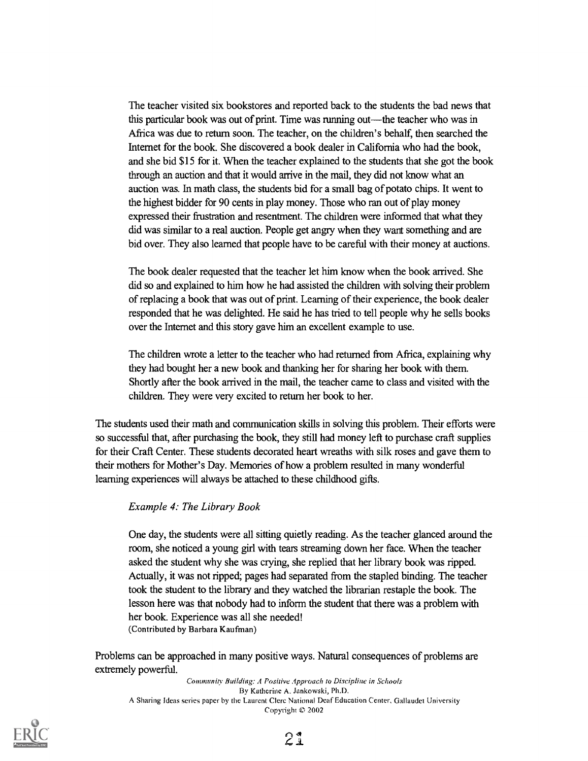The teacher visited six bookstores and reported back to the students the bad news that this particular book was out of print. Time was running out—the teacher who was in Africa was due to return soon. The teacher, on the children's behalf, then searched the Internet for the book. She discovered a book dealer in California who had the book, and she bid $15 for it. When the teacher explained to the students that she got the book through an auction and that it would arrive in the mail, they did not know what an auction was. In math class, the students bid for a small bag of potato chips. It went to the highest bidder for 90 cents in play money. Those who ran out of play money expressed their frustration and resentment. The children were informed that what they did was similar to a real auction. People get angry when they want something and are bid over. They also learned that people have to be careful with their money at auctions.

The book dealer requested that the teacher let him know when the book arrived. She did so and explained to him how he had assisted the children with solving their problem of replacing a book that was out of print. Learning of their experience, the book dealer responded that he was delighted. He said he has tried to tell people why he sells books over the Internet and this story gave him an excellent example to use.

The children wrote a letter to the teacher who had returned from Africa, explaining why they had bought her a new book and thanking her for sharing her book with them. Shortly after the book arrived in the mail, the teacher came to class and visited with the children. They were very excited to return her book to her.

The students used their math and communication skills in solving this problem. Their efforts were so successful that, after purchasing the book, they still had money left to purchase craft supplies for their Craft Center. These students decorated heart wreaths with silk roses and gave them to their mothers for Mother's Day. Memories of how a problem resulted in many wonderful learning experiences will always be attached to these childhood gifts.

*Example 4: The Library Book*

One day, the students were all sitting quietly reading. As the teacher glanced around the room, she noticed a young girl with tears streaming down her face. When the teacher asked the student why she was crying, she replied that her library book was ripped. Actually, it was not ripped; pages had separated from the stapled binding. The teacher took the student to the library and they watched the librarian restaple the book. The lesson here was that nobody had to inform the student that there was a problem with her book. Experience was all she needed!
(Contributed by Barbara Kaufman)

Problems can be approached in many positive ways. Natural consequences of problems are extremely powerful.

*Community Building: A Positive Approach to Discipline in Schools*
By Katherine A. Jankowski, Ph.D.
A Sharing Ideas series paper by the Laurent Clerc National Deaf Education Center, Gallaudet University
Copyright © 2002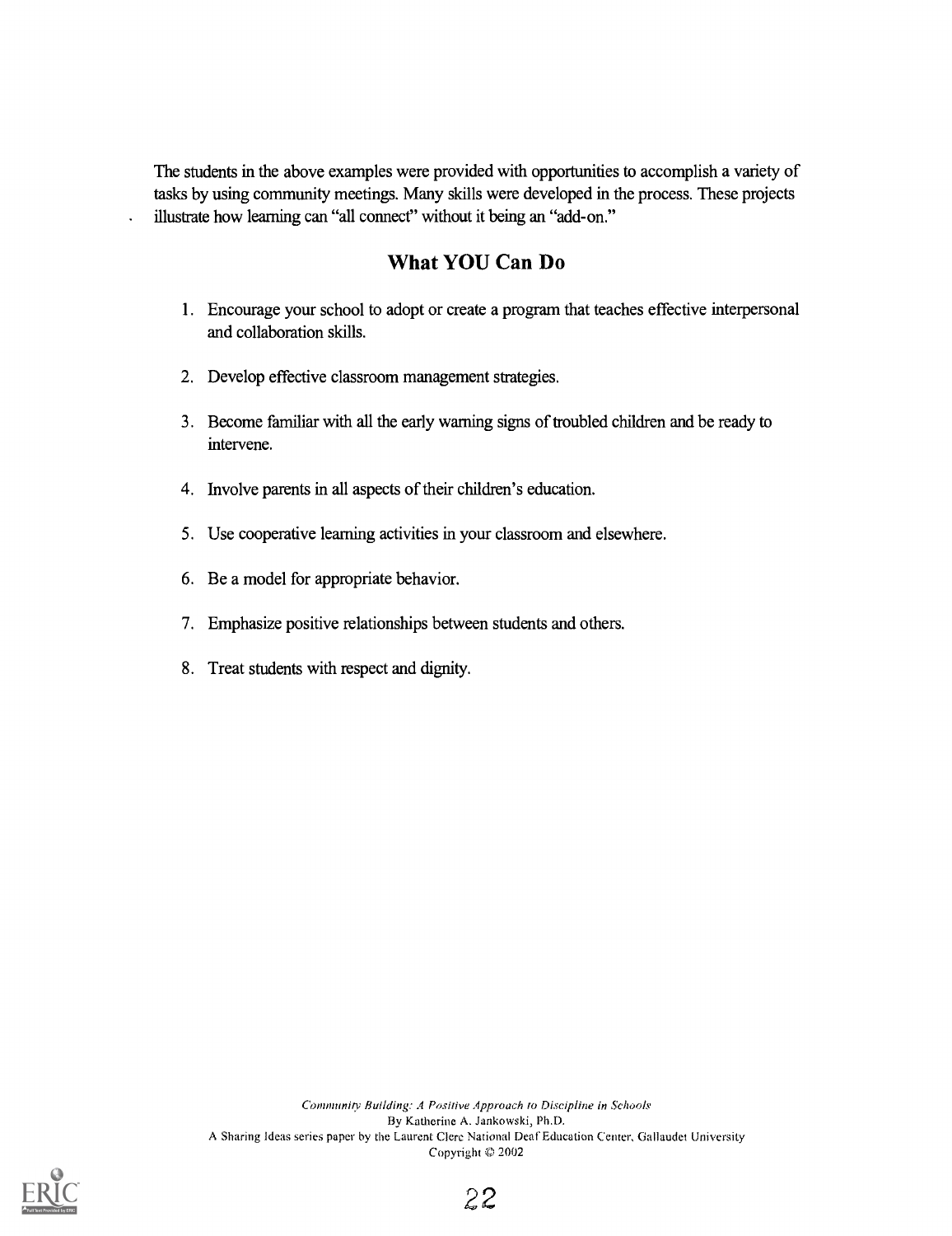The students in the above examples were provided with opportunities to accomplish a variety of tasks by using community meetings. Many skills were developed in the process. These projects illustrate how learning can "all connect" without it being an "add-on."

## What YOU Can Do

1. Encourage your school to adopt or create a program that teaches effective interpersonal and collaboration skills.

2. Develop effective classroom management strategies.

3. Become familiar with all the early warning signs of troubled children and be ready to intervene.

4. Involve parents in all aspects of their children's education.

5. Use cooperative learning activities in your classroom and elsewhere.

6. Be a model for appropriate behavior.

7. Emphasize positive relationships between students and others.

8. Treat students with respect and dignity.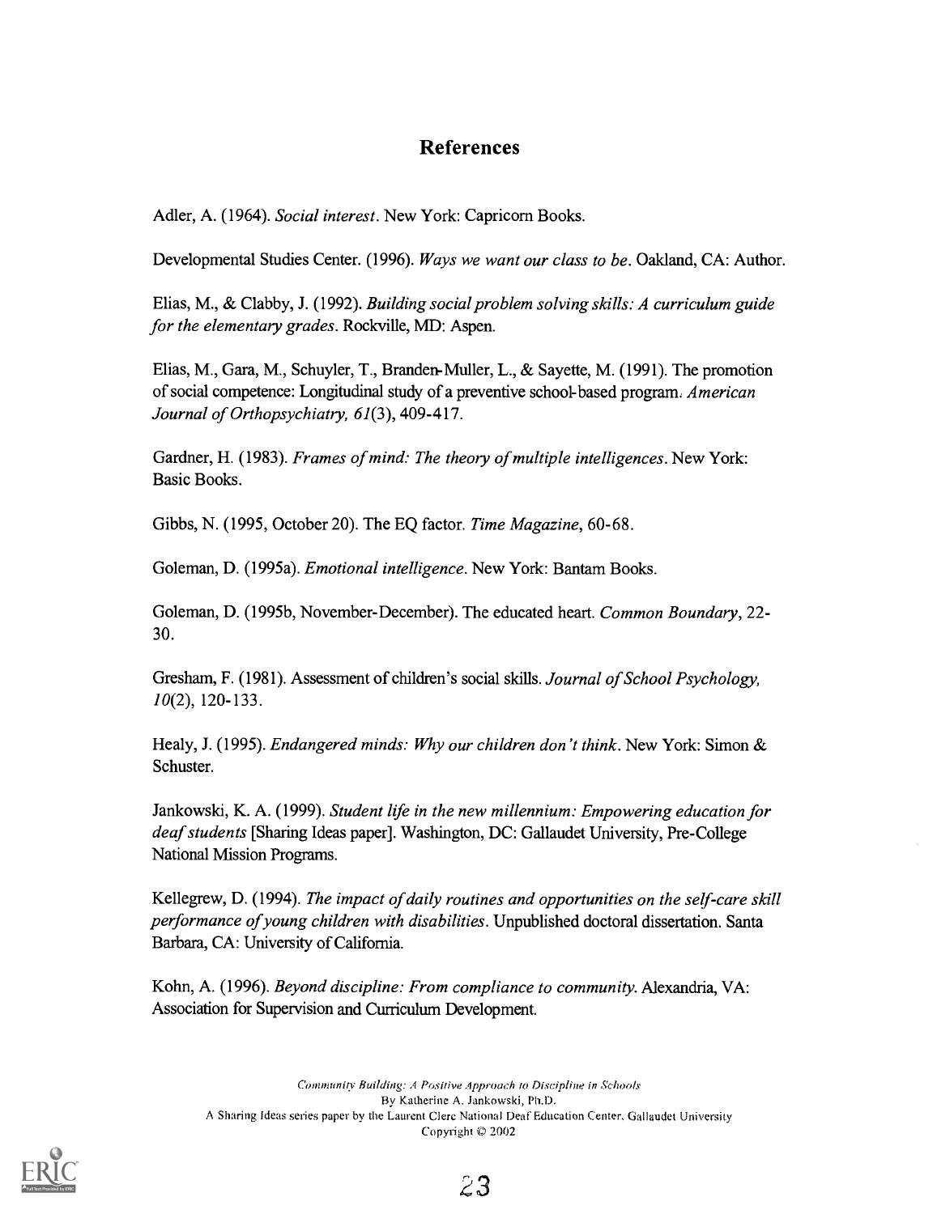## References

Adler, A. (1964). *Social interest*. New York: Capricorn Books.

Developmental Studies Center. (1996). *Ways we want our class to be*. Oakland, CA: Author.

Elias, M., & Clabby, J. (1992). *Building social problem solving skills: A curriculum guide for the elementary grades*. Rockville, MD: Aspen.

Elias, M., Gara, M., Schuyler, T., Branden-Muller, L., & Sayette, M. (1991). The promotion of social competence: Longitudinal study of a preventive school-based program. *American Journal of Orthopsychiatry, 61*(3), 409-417.

Gardner, H. (1983). *Frames of mind: The theory of multiple intelligences*. New York: Basic Books.

Gibbs, N. (1995, October 20). The EQ factor. *Time Magazine*, 60-68.

Goleman, D. (1995a). *Emotional intelligence*. New York: Bantam Books.

Goleman, D. (1995b, November-December). The educated heart. *Common Boundary*, 22-30.

Gresham, F. (1981). Assessment of children's social skills. *Journal of School Psychology, 10*(2), 120-133.

Healy, J. (1995). *Endangered minds: Why our children don't think*. New York: Simon & Schuster.

Jankowski, K. A. (1999). *Student life in the new millennium: Empowering education for deaf students* [Sharing Ideas paper]. Washington, DC: Gallaudet University, Pre-College National Mission Programs.

Kellegrew, D. (1994). *The impact of daily routines and opportunities on the self-care skill performance of young children with disabilities*. Unpublished doctoral dissertation. Santa Barbara, CA: University of California.

Kohn, A. (1996). *Beyond discipline: From compliance to community*. Alexandria, VA: Association for Supervision and Curriculum Development.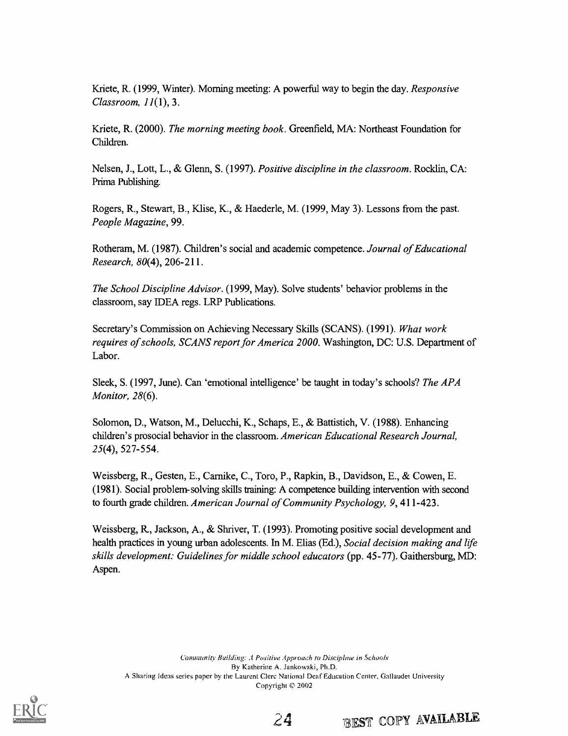Kriete, R. (1999, Winter). Morning meeting: A powerful way to begin the day. *Responsive Classroom, 11*(1), 3.

Kriete, R. (2000). *The morning meeting book*. Greenfield, MA: Northeast Foundation for Children.

Nelsen, J., Lott, L., & Glenn, S. (1997). *Positive discipline in the classroom*. Rocklin, CA: Prima Publishing.

Rogers, R., Stewart, B., Klise, K., & Haederle, M. (1999, May 3). Lessons from the past. *People Magazine*, 99.

Rotheram, M. (1987). Children's social and academic competence. *Journal of Educational Research, 80*(4), 206-211.

*The School Discipline Advisor*. (1999, May). Solve students' behavior problems in the classroom, say IDEA regs. LRP Publications.

Secretary's Commission on Achieving Necessary Skills (SCANS). (1991). *What work requires of schools, SCANS report for America 2000*. Washington, DC: U.S. Department of Labor.

Sleek, S. (1997, June). Can 'emotional intelligence' be taught in today's schools? *The APA Monitor, 28*(6).

Solomon, D., Watson, M., Delucchi, K., Schaps, E., & Battistich, V. (1988). Enhancing children's prosocial behavior in the classroom. *American Educational Research Journal, 25*(4), 527-554.

Weissberg, R., Gesten, E., Carnike, C., Toro, P., Rapkin, B., Davidson, E., & Cowen, E. (1981). Social problem-solving skills training: A competence building intervention with second to fourth grade children. *American Journal of Community Psychology, 9*, 411-423.

Weissberg, R., Jackson, A., & Shriver, T. (1993). Promoting positive social development and health practices in young urban adolescents. In M. Elias (Ed.), *Social decision making and life skills development: Guidelines for middle school educators* (pp. 45-77). Gaithersburg, MD: Aspen.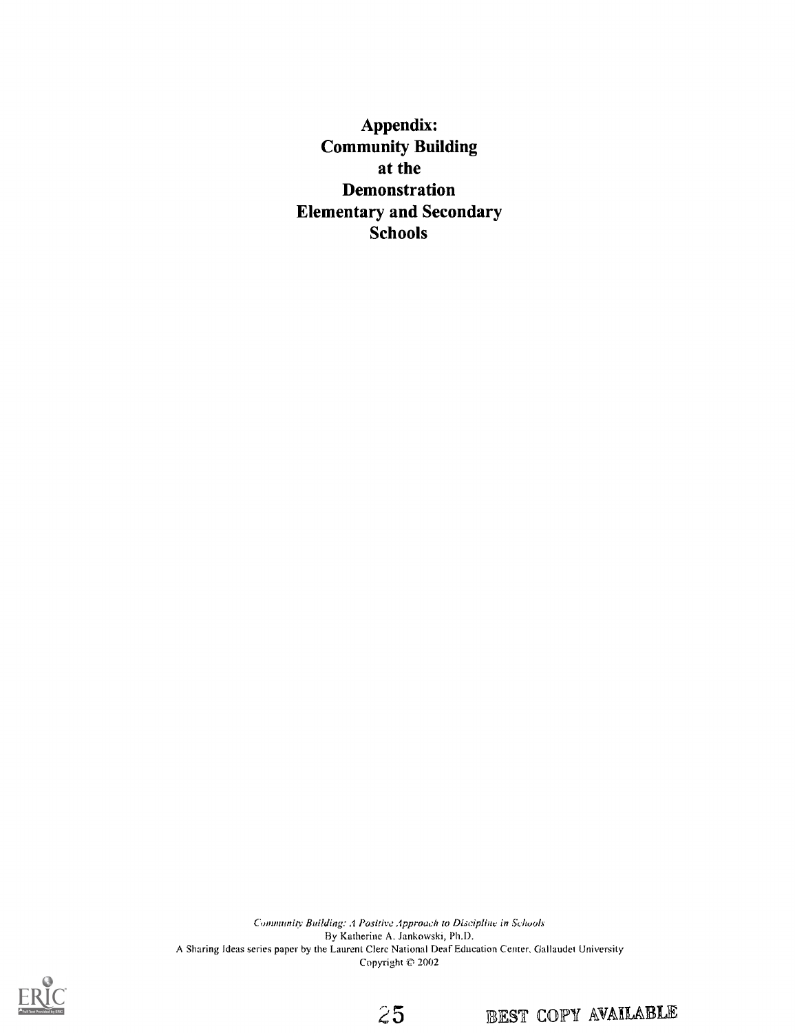# Appendix: Community Building at the Demonstration Elementary and Secondary Schools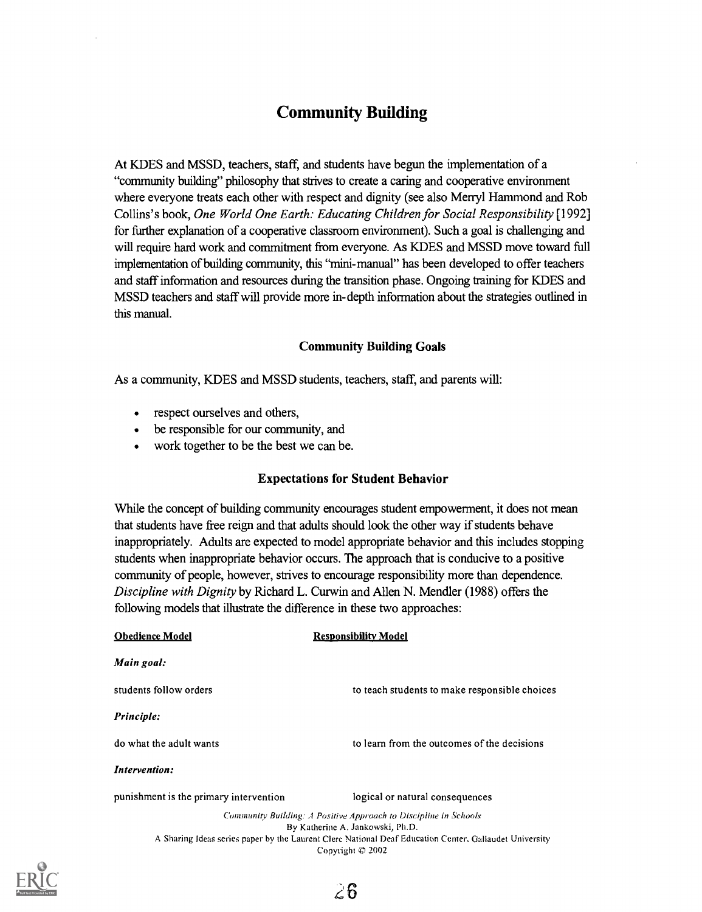# Community Building

At KDES and MSSD, teachers, staff, and students have begun the implementation of a "community building" philosophy that strives to create a caring and cooperative environment where everyone treats each other with respect and dignity (see also Merryl Hammond and Rob Collins's book, *One World One Earth: Educating Children for Social Responsibility* [1992] for further explanation of a cooperative classroom environment). Such a goal is challenging and will require hard work and commitment from everyone. As KDES and MSSD move toward full implementation of building community, this "mini-manual" has been developed to offer teachers and staff information and resources during the transition phase. Ongoing training for KDES and MSSD teachers and staff will provide more in-depth information about the strategies outlined in this manual.

### Community Building Goals

As a community, KDES and MSSD students, teachers, staff, and parents will:

- respect ourselves and others,
- be responsible for our community, and
- work together to be the best we can be.

### Expectations for Student Behavior

While the concept of building community encourages student empowerment, it does not mean that students have free reign and that adults should look the other way if students behave inappropriately. Adults are expected to model appropriate behavior and this includes stopping students when inappropriate behavior occurs. The approach that is conducive to a positive community of people, however, strives to encourage responsibility more than dependence. *Discipline with Dignity* by Richard L. Curwin and Allen N. Mendler (1988) offers the following models that illustrate the difference in these two approaches:

| Obedience Model | Responsibility Model |
|---|---|
| ***Main goal:*** | |
| students follow orders | to teach students to make responsible choices |
| ***Principle:*** | |
| do what the adult wants | to learn from the outcomes of the decisions |
| ***Intervention:*** | |
| punishment is the primary intervention | logical or natural consequences |

*Community Building: A Positive Approach to Discipline in Schools*
By Katherine A. Jankowski, Ph.D.
A Sharing Ideas series paper by the Laurent Clerc National Deaf Education Center, Gallaudet University
Copyright © 2002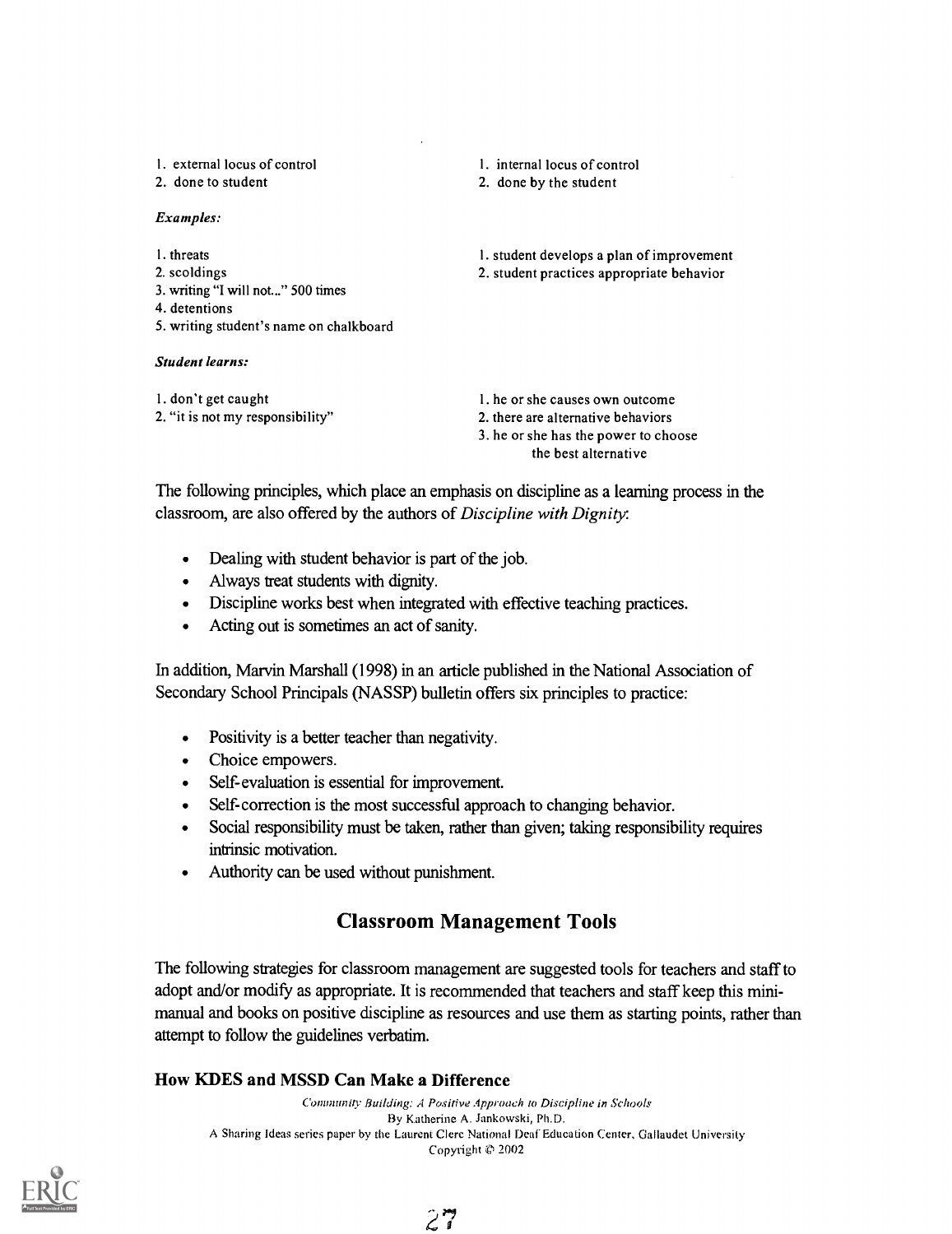| | |
|---|---|
| 1. external locus of control | 1. internal locus of control |
| 2. done to student | 2. done by the student |
| ***Examples:*** | |
| 1. threats | 1. student develops a plan of improvement |
| 2. scoldings | 2. student practices appropriate behavior |
| 3. writing "I will not..." 500 times | |
| 4. detentions | |
| 5. writing student's name on chalkboard | |
| ***Student learns:*** | |
| 1. don't get caught | 1. he or she causes own outcome |
| 2. "it is not my responsibility" | 2. there are alternative behaviors |
| | 3. he or she has the power to choose the best alternative |

The following principles, which place an emphasis on discipline as a learning process in the classroom, are also offered by the authors of *Discipline with Dignity*:

- Dealing with student behavior is part of the job.
- Always treat students with dignity.
- Discipline works best when integrated with effective teaching practices.
- Acting out is sometimes an act of sanity.

In addition, Marvin Marshall (1998) in an article published in the National Association of Secondary School Principals (NASSP) bulletin offers six principles to practice:

- Positivity is a better teacher than negativity.
- Choice empowers.
- Self-evaluation is essential for improvement.
- Self-correction is the most successful approach to changing behavior.
- Social responsibility must be taken, rather than given; taking responsibility requires intrinsic motivation.
- Authority can be used without punishment.

## Classroom Management Tools

The following strategies for classroom management are suggested tools for teachers and staff to adopt and/or modify as appropriate. It is recommended that teachers and staff keep this mini-manual and books on positive discipline as resources and use them as starting points, rather than attempt to follow the guidelines verbatim.

### How KDES and MSSD Can Make a Difference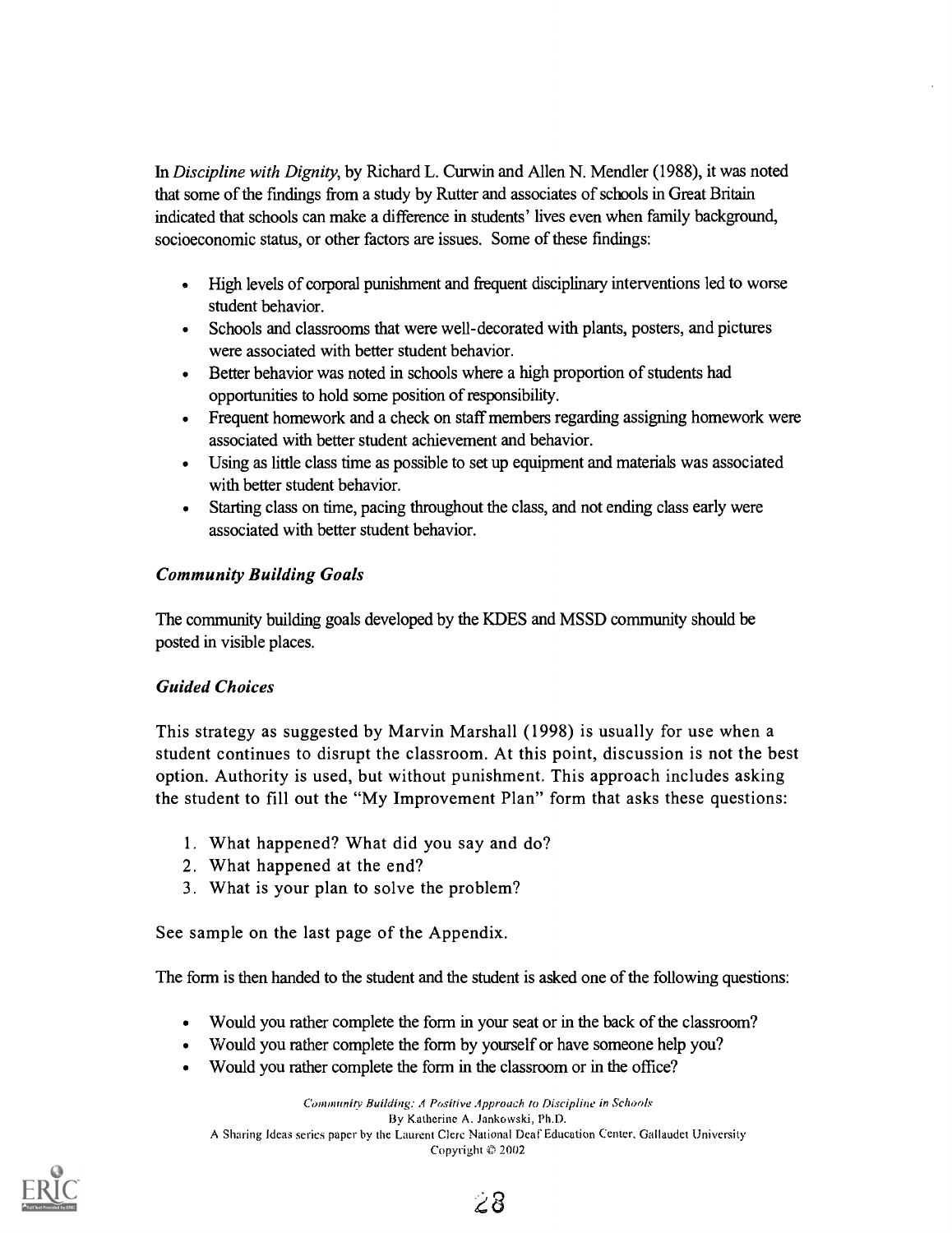In *Discipline with Dignity*, by Richard L. Curwin and Allen N. Mendler (1988), it was noted that some of the findings from a study by Rutter and associates of schools in Great Britain indicated that schools can make a difference in students' lives even when family background, socioeconomic status, or other factors are issues. Some of these findings:

- High levels of corporal punishment and frequent disciplinary interventions led to worse student behavior.
- Schools and classrooms that were well-decorated with plants, posters, and pictures were associated with better student behavior.
- Better behavior was noted in schools where a high proportion of students had opportunities to hold some position of responsibility.
- Frequent homework and a check on staff members regarding assigning homework were associated with better student achievement and behavior.
- Using as little class time as possible to set up equipment and materials was associated with better student behavior.
- Starting class on time, pacing throughout the class, and not ending class early were associated with better student behavior.

### *Community Building Goals*

The community building goals developed by the KDES and MSSD community should be posted in visible places.

### *Guided Choices*

This strategy as suggested by Marvin Marshall (1998) is usually for use when a student continues to disrupt the classroom. At this point, discussion is not the best option. Authority is used, but without punishment. This approach includes asking the student to fill out the "My Improvement Plan" form that asks these questions:

1. What happened? What did you say and do?
2. What happened at the end?
3. What is your plan to solve the problem?

See sample on the last page of the Appendix.

The form is then handed to the student and the student is asked one of the following questions:

- Would you rather complete the form in your seat or in the back of the classroom?
- Would you rather complete the form by yourself or have someone help you?
- Would you rather complete the form in the classroom or in the office?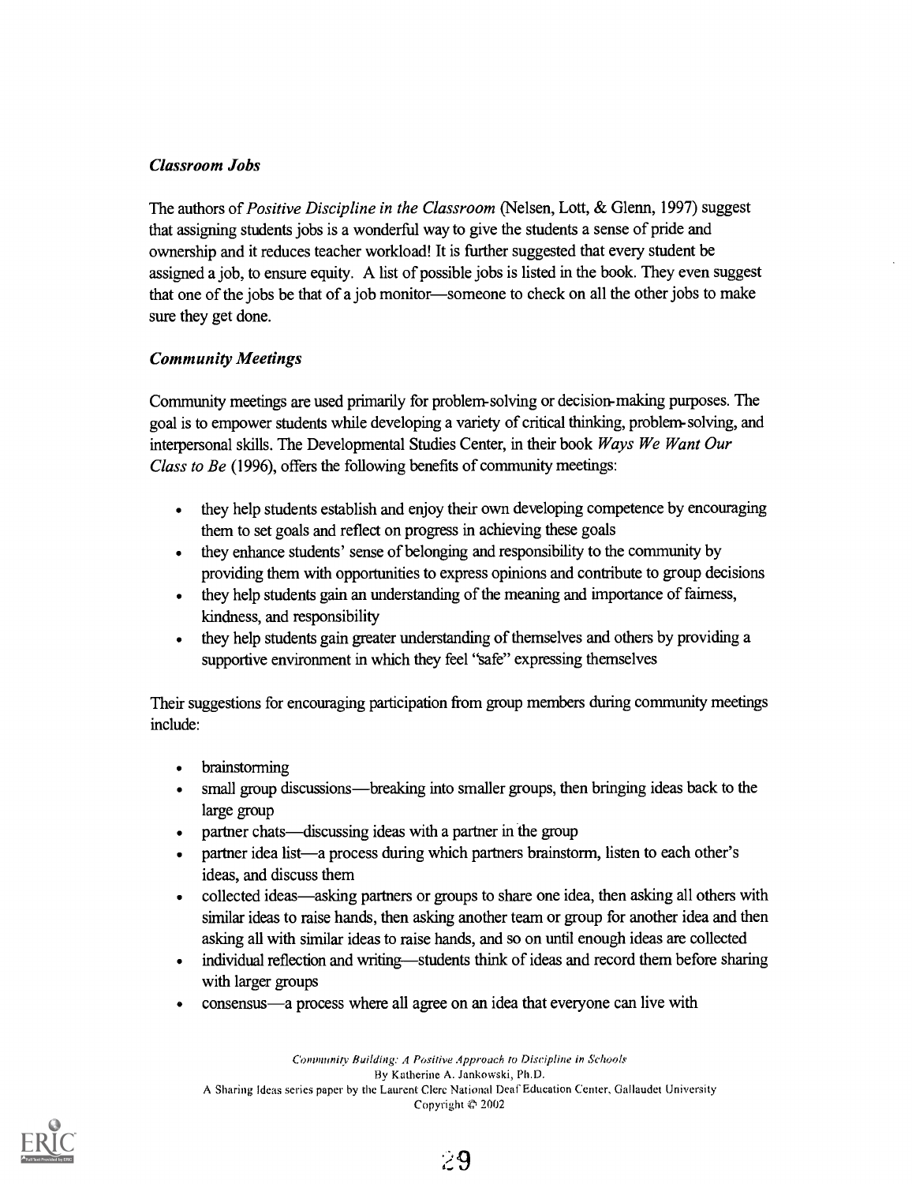### *Classroom Jobs*

The authors of *Positive Discipline in the Classroom* (Nelsen, Lott, & Glenn, 1997) suggest that assigning students jobs is a wonderful way to give the students a sense of pride and ownership and it reduces teacher workload! It is further suggested that every student be assigned a job, to ensure equity. A list of possible jobs is listed in the book. They even suggest that one of the jobs be that of a job monitor—someone to check on all the other jobs to make sure they get done.

### *Community Meetings*

Community meetings are used primarily for problem-solving or decision-making purposes. The goal is to empower students while developing a variety of critical thinking, problem-solving, and interpersonal skills. The Developmental Studies Center, in their book *Ways We Want Our Class to Be* (1996), offers the following benefits of community meetings:

- they help students establish and enjoy their own developing competence by encouraging them to set goals and reflect on progress in achieving these goals
- they enhance students' sense of belonging and responsibility to the community by providing them with opportunities to express opinions and contribute to group decisions
- they help students gain an understanding of the meaning and importance of fairness, kindness, and responsibility
- they help students gain greater understanding of themselves and others by providing a supportive environment in which they feel "safe" expressing themselves

Their suggestions for encouraging participation from group members during community meetings include:

- brainstorming
- small group discussions—breaking into smaller groups, then bringing ideas back to the large group
- partner chats—discussing ideas with a partner in the group
- partner idea list—a process during which partners brainstorm, listen to each other's ideas, and discuss them
- collected ideas—asking partners or groups to share one idea, then asking all others with similar ideas to raise hands, then asking another team or group for another idea and then asking all with similar ideas to raise hands, and so on until enough ideas are collected
- individual reflection and writing—students think of ideas and record them before sharing with larger groups
- consensus—a process where all agree on an idea that everyone can live with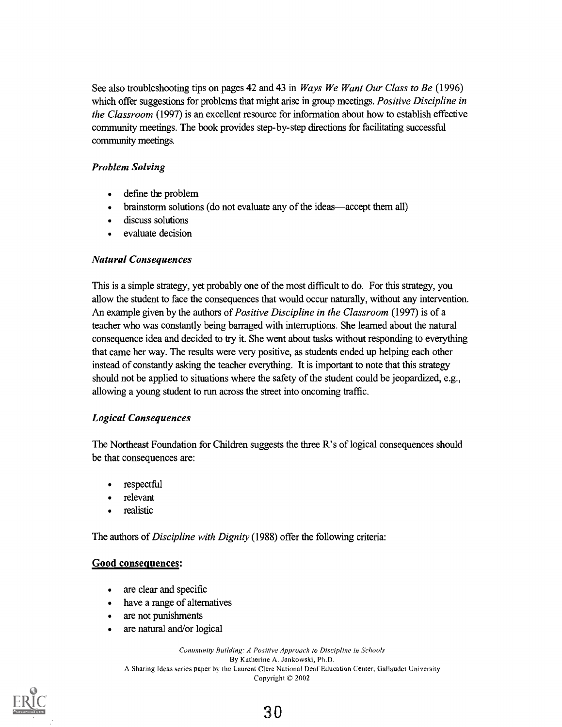See also troubleshooting tips on pages 42 and 43 in *Ways We Want Our Class to Be* (1996) which offer suggestions for problems that might arise in group meetings. *Positive Discipline in the Classroom* (1997) is an excellent resource for information about how to establish effective community meetings. The book provides step-by-step directions for facilitating successful community meetings.

### *Problem Solving*

- define the problem
- brainstorm solutions (do not evaluate any of the ideas—accept them all)
- discuss solutions
- evaluate decision

### *Natural Consequences*

This is a simple strategy, yet probably one of the most difficult to do. For this strategy, you allow the student to face the consequences that would occur naturally, without any intervention. An example given by the authors of *Positive Discipline in the Classroom* (1997) is of a teacher who was constantly being barraged with interruptions. She learned about the natural consequence idea and decided to try it. She went about tasks without responding to everything that came her way. The results were very positive, as students ended up helping each other instead of constantly asking the teacher everything. It is important to note that this strategy should not be applied to situations where the safety of the student could be jeopardized, e.g., allowing a young student to run across the street into oncoming traffic.

### *Logical Consequences*

The Northeast Foundation for Children suggests the three R's of logical consequences should be that consequences are:

- respectful
- relevant
- realistic

The authors of *Discipline with Dignity* (1988) offer the following criteria:

**Good consequences:**

- are clear and specific
- have a range of alternatives
- are not punishments
- are natural and/or logical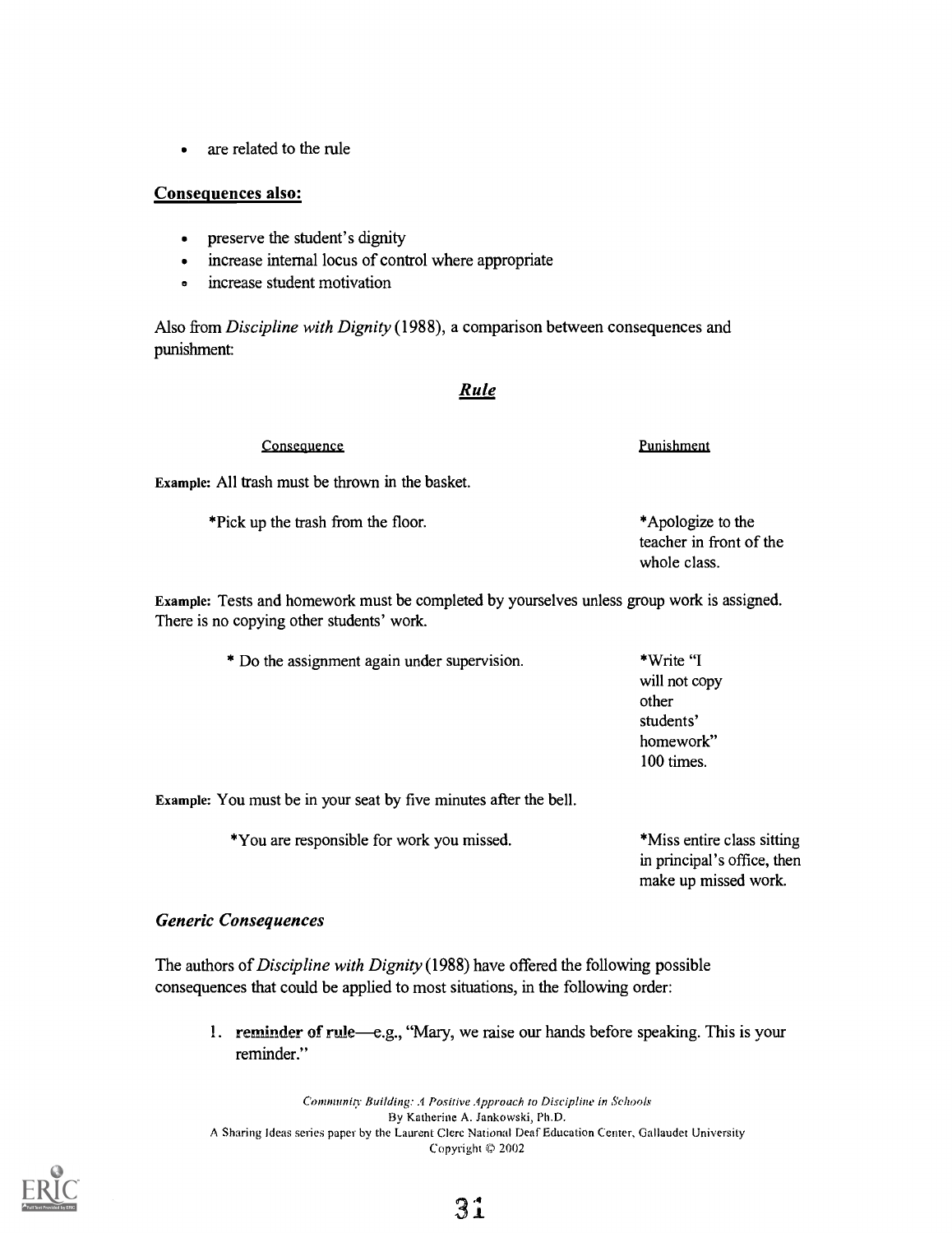- are related to the rule

**Consequences also:**

- preserve the student's dignity
- increase internal locus of control where appropriate
- increase student motivation

Also from *Discipline with Dignity* (1988), a comparison between consequences and punishment:

***Rule***

| Consequence | Punishment |
|---|---|
| **Example:** All trash must be thrown in the basket. | |
| *Pick up the trash from the floor. | *Apologize to the teacher in front of the whole class. |
| **Example:** Tests and homework must be completed by yourselves unless group work is assigned. There is no copying other students' work. | |
| * Do the assignment again under supervision. | *Write "I will not copy other students' homework" 100 times. |
| **Example:** You must be in your seat by five minutes after the bell. | |
| *You are responsible for work you missed. | *Miss entire class sitting in principal's office, then make up missed work. |

### *Generic Consequences*

The authors of *Discipline with Dignity* (1988) have offered the following possible consequences that could be applied to most situations, in the following order:

1. **reminder of rule**—e.g., "Mary, we raise our hands before speaking. This is your reminder."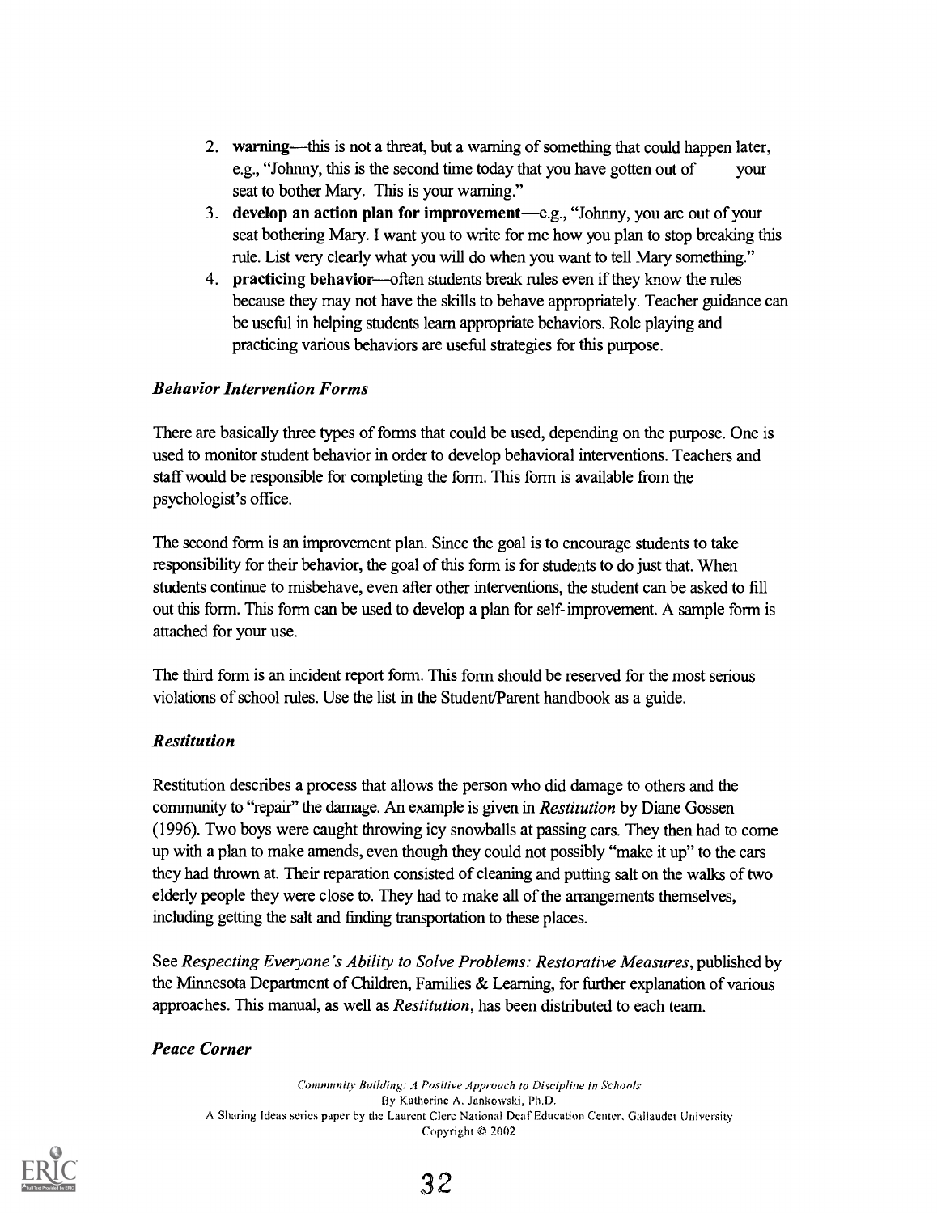2. **warning**—this is not a threat, but a warning of something that could happen later, e.g., "Johnny, this is the second time today that you have gotten out of your seat to bother Mary. This is your warning."
3. **develop an action plan for improvement**—e.g., "Johnny, you are out of your seat bothering Mary. I want you to write for me how you plan to stop breaking this rule. List very clearly what you will do when you want to tell Mary something."
4. **practicing behavior**—often students break rules even if they know the rules because they may not have the skills to behave appropriately. Teacher guidance can be useful in helping students learn appropriate behaviors. Role playing and practicing various behaviors are useful strategies for this purpose.

### *Behavior Intervention Forms*

There are basically three types of forms that could be used, depending on the purpose. One is used to monitor student behavior in order to develop behavioral interventions. Teachers and staff would be responsible for completing the form. This form is available from the psychologist's office.

The second form is an improvement plan. Since the goal is to encourage students to take responsibility for their behavior, the goal of this form is for students to do just that. When students continue to misbehave, even after other interventions, the student can be asked to fill out this form. This form can be used to develop a plan for self-improvement. A sample form is attached for your use.

The third form is an incident report form. This form should be reserved for the most serious violations of school rules. Use the list in the Student/Parent handbook as a guide.

### *Restitution*

Restitution describes a process that allows the person who did damage to others and the community to "repair" the damage. An example is given in *Restitution* by Diane Gossen (1996). Two boys were caught throwing icy snowballs at passing cars. They then had to come up with a plan to make amends, even though they could not possibly "make it up" to the cars they had thrown at. Their reparation consisted of cleaning and putting salt on the walks of two elderly people they were close to. They had to make all of the arrangements themselves, including getting the salt and finding transportation to these places.

See *Respecting Everyone's Ability to Solve Problems: Restorative Measures*, published by the Minnesota Department of Children, Families & Learning, for further explanation of various approaches. This manual, as well as *Restitution*, has been distributed to each team.

### *Peace Corner*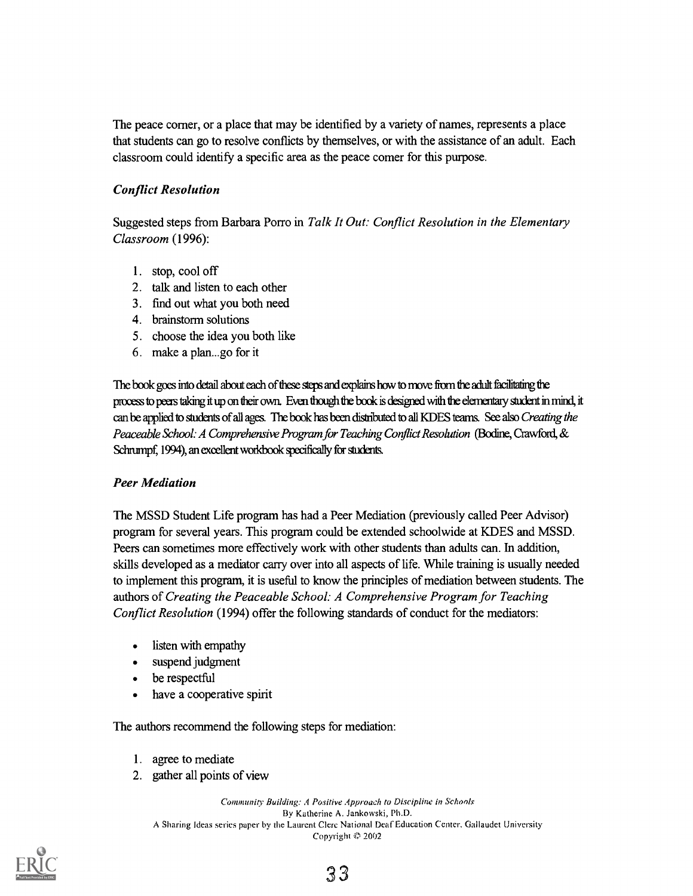The peace corner, or a place that may be identified by a variety of names, represents a place that students can go to resolve conflicts by themselves, or with the assistance of an adult. Each classroom could identify a specific area as the peace corner for this purpose.

### *Conflict Resolution*

Suggested steps from Barbara Porro in *Talk It Out: Conflict Resolution in the Elementary Classroom* (1996):

1. stop, cool off
2. talk and listen to each other
3. find out what you both need
4. brainstorm solutions
5. choose the idea you both like
6. make a plan...go for it

The book goes into detail about each of these steps and explains how to move from the adult facilitating the process to peers taking it up on their own. Even though the book is designed with the elementary student in mind, it can be applied to students of all ages. The book has been distributed to all KDES teams. See also *Creating the Peaceable School: A Comprehensive Program for Teaching Conflict Resolution* (Bodine, Crawford, & Schrumpf, 1994), an excellent workbook specifically for students.

### *Peer Mediation*

The MSSD Student Life program has had a Peer Mediation (previously called Peer Advisor) program for several years. This program could be extended schoolwide at KDES and MSSD. Peers can sometimes more effectively work with other students than adults can. In addition, skills developed as a mediator carry over into all aspects of life. While training is usually needed to implement this program, it is useful to know the principles of mediation between students. The authors of *Creating the Peaceable School: A Comprehensive Program for Teaching Conflict Resolution* (1994) offer the following standards of conduct for the mediators:

- listen with empathy
- suspend judgment
- be respectful
- have a cooperative spirit

The authors recommend the following steps for mediation:

1. agree to mediate
2. gather all points of view

*Community Building: A Positive Approach to Discipline in Schools*
By Katherine A. Jankowski, Ph.D.
A Sharing Ideas series paper by the Laurent Clerc National Deaf Education Center, Gallaudet University
Copyright © 2002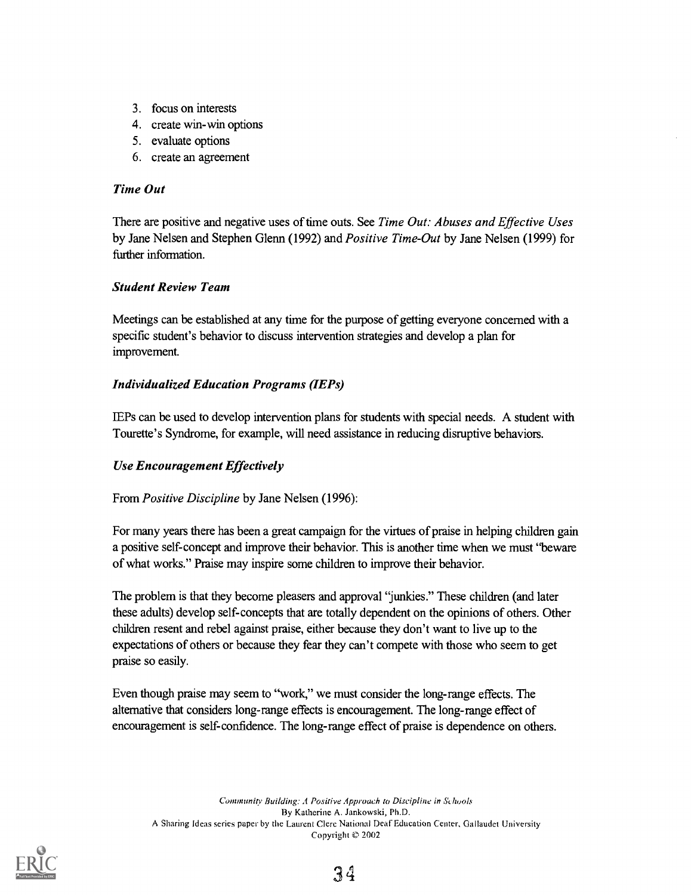3. focus on interests
4. create win-win options
5. evaluate options
6. create an agreement

### *Time Out*

There are positive and negative uses of time outs. See *Time Out: Abuses and Effective Uses* by Jane Nelsen and Stephen Glenn (1992) and *Positive Time-Out* by Jane Nelsen (1999) for further information.

### *Student Review Team*

Meetings can be established at any time for the purpose of getting everyone concerned with a specific student's behavior to discuss intervention strategies and develop a plan for improvement.

### *Individualized Education Programs (IEPs)*

IEPs can be used to develop intervention plans for students with special needs. A student with Tourette's Syndrome, for example, will need assistance in reducing disruptive behaviors.

### *Use Encouragement Effectively*

From *Positive Discipline* by Jane Nelsen (1996):

For many years there has been a great campaign for the virtues of praise in helping children gain a positive self-concept and improve their behavior. This is another time when we must "beware of what works." Praise may inspire some children to improve their behavior.

The problem is that they become pleasers and approval "junkies." These children (and later these adults) develop self-concepts that are totally dependent on the opinions of others. Other children resent and rebel against praise, either because they don't want to live up to the expectations of others or because they fear they can't compete with those who seem to get praise so easily.

Even though praise may seem to "work," we must consider the long-range effects. The alternative that considers long-range effects is encouragement. The long-range effect of encouragement is self-confidence. The long-range effect of praise is dependence on others.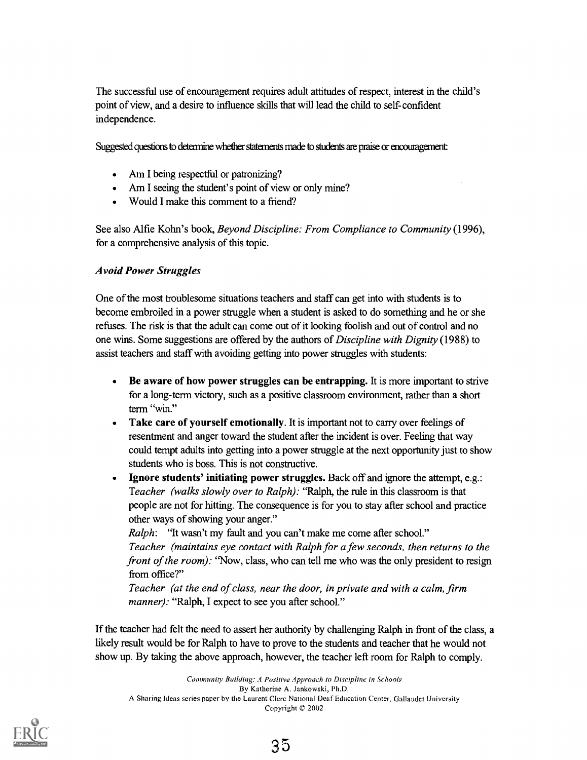The successful use of encouragement requires adult attitudes of respect, interest in the child's point of view, and a desire to influence skills that will lead the child to self-confident independence.

Suggested questions to determine whether statements made to students are praise or encouragement:

- Am I being respectful or patronizing?
- Am I seeing the student's point of view or only mine?
- Would I make this comment to a friend?

See also Alfie Kohn's book, *Beyond Discipline: From Compliance to Community* (1996), for a comprehensive analysis of this topic.

### *Avoid Power Struggles*

One of the most troublesome situations teachers and staff can get into with students is to become embroiled in a power struggle when a student is asked to do something and he or she refuses. The risk is that the adult can come out of it looking foolish and out of control and no one wins. Some suggestions are offered by the authors of *Discipline with Dignity* (1988) to assist teachers and staff with avoiding getting into power struggles with students:

- **Be aware of how power struggles can be entrapping.** It is more important to strive for a long-term victory, such as a positive classroom environment, rather than a short term "win."
- **Take care of yourself emotionally**. It is important not to carry over feelings of resentment and anger toward the student after the incident is over. Feeling that way could tempt adults into getting into a power struggle at the next opportunity just to show students who is boss. This is not constructive.
- **Ignore students' initiating power struggles.** Back off and ignore the attempt, e.g.:
  *Teacher (walks slowly over to Ralph):* "Ralph, the rule in this classroom is that people are not for hitting. The consequence is for you to stay after school and practice other ways of showing your anger."
  *Ralph*: "It wasn't my fault and you can't make me come after school."
  *Teacher (maintains eye contact with Ralph for a few seconds, then returns to the front of the room):* "Now, class, who can tell me who was the only president to resign from office?"
  *Teacher (at the end of class, near the door, in private and with a calm, firm manner):* "Ralph, I expect to see you after school."

If the teacher had felt the need to assert her authority by challenging Ralph in front of the class, a likely result would be for Ralph to have to prove to the students and teacher that he would not show up. By taking the above approach, however, the teacher left room for Ralph to comply.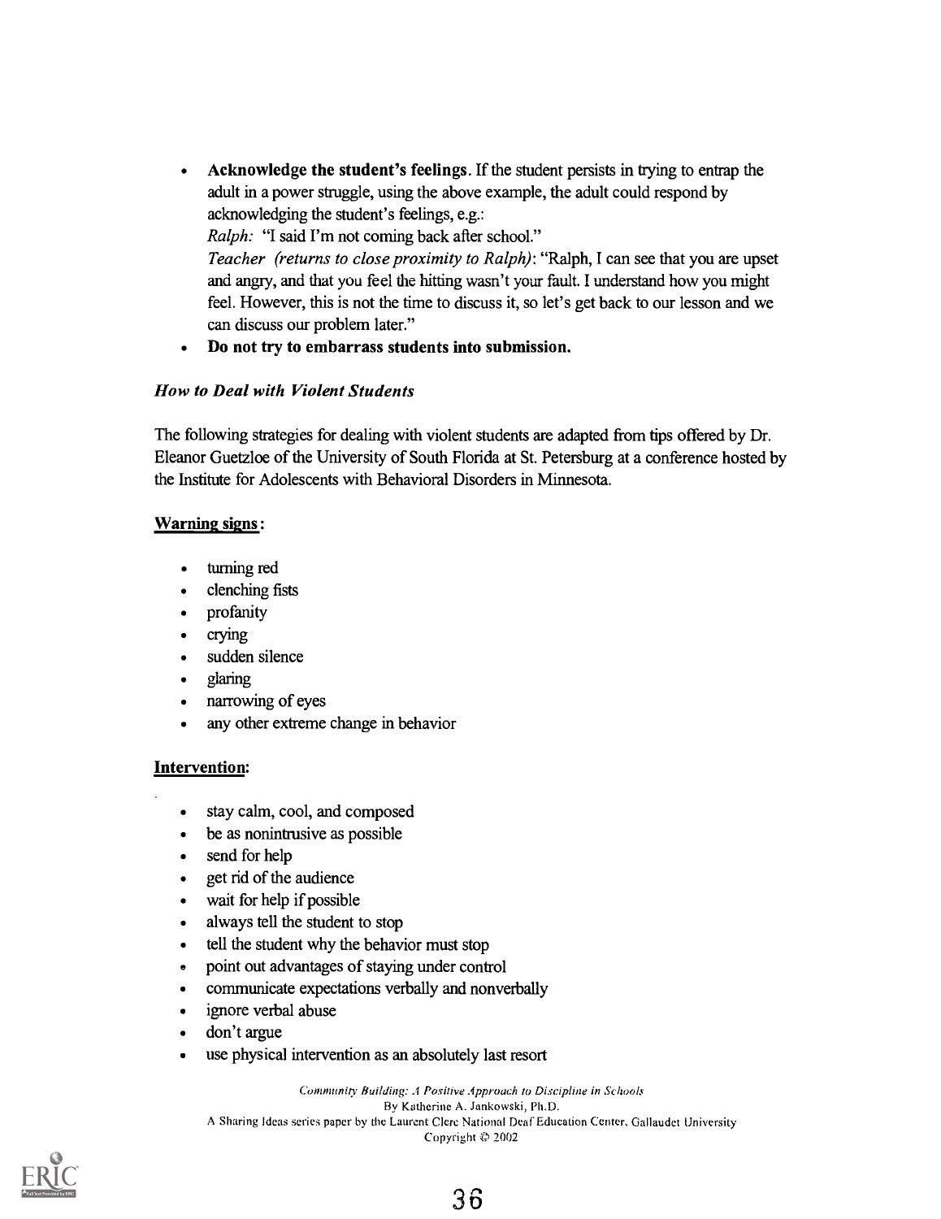- **Acknowledge the student's feelings.** If the student persists in trying to entrap the adult in a power struggle, using the above example, the adult could respond by acknowledging the student's feelings, e.g.:
  *Ralph:* "I said I'm not coming back after school."
  *Teacher (returns to close proximity to Ralph):* "Ralph, I can see that you are upset and angry, and that you feel the hitting wasn't your fault. I understand how you might feel. However, this is not the time to discuss it, so let's get back to our lesson and we can discuss our problem later."
- **Do not try to embarrass students into submission.**

### *How to Deal with Violent Students*

The following strategies for dealing with violent students are adapted from tips offered by Dr. Eleanor Guetzloe of the University of South Florida at St. Petersburg at a conference hosted by the Institute for Adolescents with Behavioral Disorders in Minnesota.

**Warning signs:**

- turning red
- clenching fists
- profanity
- crying
- sudden silence
- glaring
- narrowing of eyes
- any other extreme change in behavior

**Intervention:**

- stay calm, cool, and composed
- be as nonintrusive as possible
- send for help
- get rid of the audience
- wait for help if possible
- always tell the student to stop
- tell the student why the behavior must stop
- point out advantages of staying under control
- communicate expectations verbally and nonverbally
- ignore verbal abuse
- don't argue
- use physical intervention as an absolutely last resort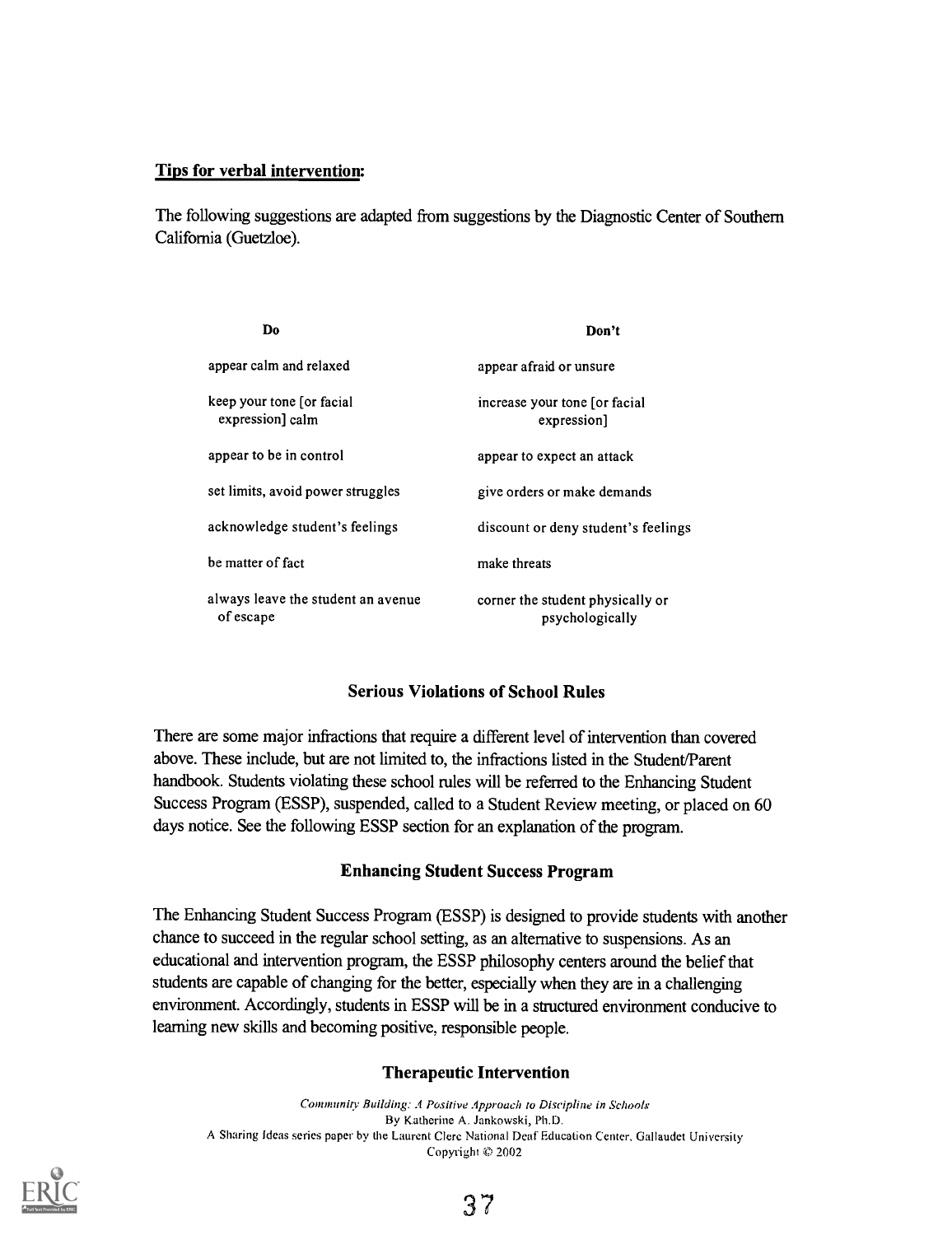**Tips for verbal intervention:**

The following suggestions are adapted from suggestions by the Diagnostic Center of Southern California (Guetzloe).

| Do | Don't |
|---|---|
| appear calm and relaxed | appear afraid or unsure |
| keep your tone [or facial expression] calm | increase your tone [or facial expression] |
| appear to be in control | appear to expect an attack |
| set limits, avoid power struggles | give orders or make demands |
| acknowledge student's feelings | discount or deny student's feelings |
| be matter of fact | make threats |
| always leave the student an avenue of escape | corner the student physically or psychologically |

### Serious Violations of School Rules

There are some major infractions that require a different level of intervention than covered above. These include, but are not limited to, the infractions listed in the Student/Parent handbook. Students violating these school rules will be referred to the Enhancing Student Success Program (ESSP), suspended, called to a Student Review meeting, or placed on 60 days notice. See the following ESSP section for an explanation of the program.

### Enhancing Student Success Program

The Enhancing Student Success Program (ESSP) is designed to provide students with another chance to succeed in the regular school setting, as an alternative to suspensions. As an educational and intervention program, the ESSP philosophy centers around the belief that students are capable of changing for the better, especially when they are in a challenging environment. Accordingly, students in ESSP will be in a structured environment conducive to learning new skills and becoming positive, responsible people.

### Therapeutic Intervention

*Community Building: A Positive Approach to Discipline in Schools*
By Katherine A. Jankowski, Ph.D.
A Sharing Ideas series paper by the Laurent Clerc National Deaf Education Center, Gallaudet University
Copyright © 2002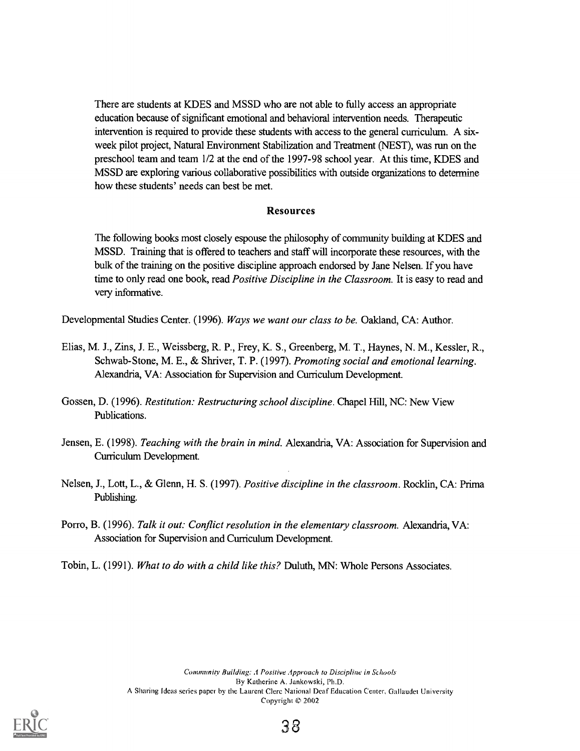There are students at KDES and MSSD who are not able to fully access an appropriate education because of significant emotional and behavioral intervention needs. Therapeutic intervention is required to provide these students with access to the general curriculum. A six-week pilot project, Natural Environment Stabilization and Treatment (NEST), was run on the preschool team and team 1/2 at the end of the 1997-98 school year. At this time, KDES and MSSD are exploring various collaborative possibilities with outside organizations to determine how these students' needs can best be met.

## Resources

The following books most closely espouse the philosophy of community building at KDES and MSSD. Training that is offered to teachers and staff will incorporate these resources, with the bulk of the training on the positive discipline approach endorsed by Jane Nelsen. If you have time to only read one book, read *Positive Discipline in the Classroom.* It is easy to read and very informative.

Developmental Studies Center. (1996). *Ways we want our class to be.* Oakland, CA: Author.

Elias, M. J., Zins, J. E., Weissberg, R. P., Frey, K. S., Greenberg, M. T., Haynes, N. M., Kessler, R., Schwab-Stone, M. E., & Shriver, T. P. (1997). *Promoting social and emotional learning.* Alexandria, VA: Association for Supervision and Curriculum Development.

Gossen, D. (1996). *Restitution: Restructuring school discipline.* Chapel Hill, NC: New View Publications.

Jensen, E. (1998). *Teaching with the brain in mind.* Alexandria, VA: Association for Supervision and Curriculum Development.

Nelsen, J., Lott, L., & Glenn, H. S. (1997). *Positive discipline in the classroom.* Rocklin, CA: Prima Publishing.

Porro, B. (1996). *Talk it out: Conflict resolution in the elementary classroom.* Alexandria, VA: Association for Supervision and Curriculum Development.

Tobin, L. (1991). *What to do with a child like this?* Duluth, MN: Whole Persons Associates.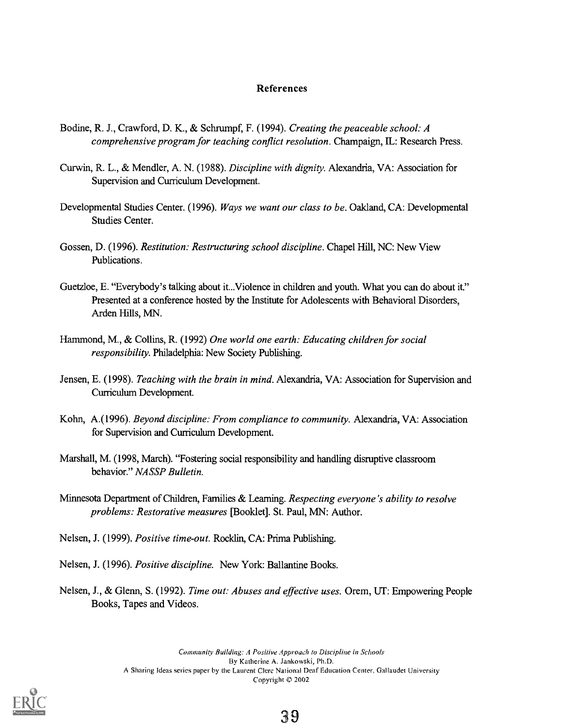## References

Bodine, R. J., Crawford, D. K., & Schrumpf, F. (1994). *Creating the peaceable school: A comprehensive program for teaching conflict resolution*. Champaign, IL: Research Press.

Curwin, R. L., & Mendler, A. N. (1988). *Discipline with dignity*. Alexandria, VA: Association for Supervision and Curriculum Development.

Developmental Studies Center. (1996). *Ways we want our class to be*. Oakland, CA: Developmental Studies Center.

Gossen, D. (1996). *Restitution: Restructuring school discipline*. Chapel Hill, NC: New View Publications.

Guetzloe, E. "Everybody's talking about it...Violence in children and youth. What you can do about it." Presented at a conference hosted by the Institute for Adolescents with Behavioral Disorders, Arden Hills, MN.

Hammond, M., & Collins, R. (1992) *One world one earth: Educating children for social responsibility*. Philadelphia: New Society Publishing.

Jensen, E. (1998). *Teaching with the brain in mind*. Alexandria, VA: Association for Supervision and Curriculum Development.

Kohn, A.(1996). *Beyond discipline: From compliance to community*. Alexandria, VA: Association for Supervision and Curriculum Development.

Marshall, M. (1998, March). "Fostering social responsibility and handling disruptive classroom behavior." *NASSP Bulletin*.

Minnesota Department of Children, Families & Learning. *Respecting everyone's ability to resolve problems: Restorative measures* [Booklet]. St. Paul, MN: Author.

Nelsen, J. (1999). *Positive time-out*. Rocklin, CA: Prima Publishing.

Nelsen, J. (1996). *Positive discipline*. New York: Ballantine Books.

Nelsen, J., & Glenn, S. (1992). *Time out: Abuses and effective uses*. Orem, UT: Empowering People Books, Tapes and Videos.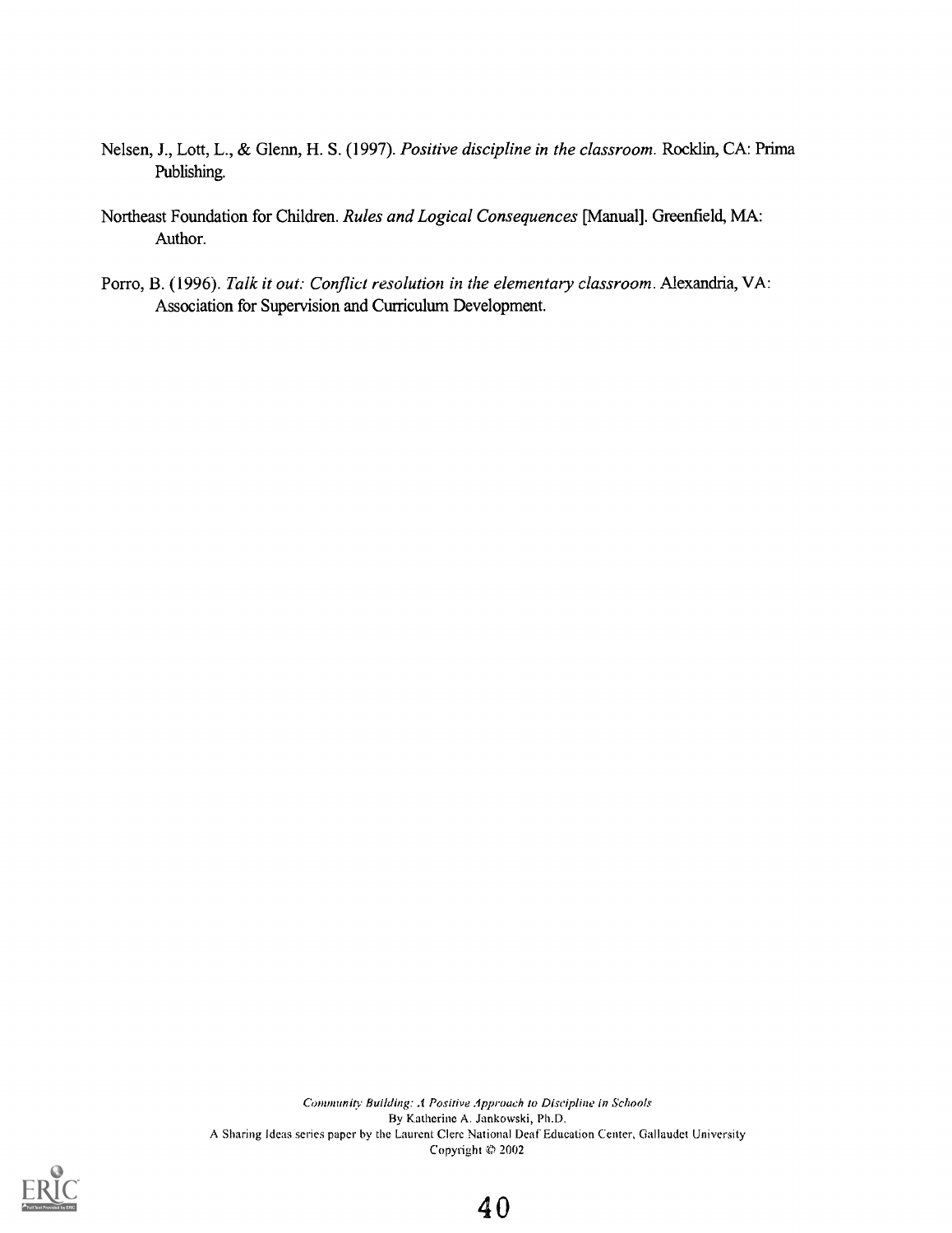Nelsen, J., Lott, L., & Glenn, H. S. (1997). *Positive discipline in the classroom.* Rocklin, CA: Prima Publishing.

Northeast Foundation for Children. *Rules and Logical Consequences* [Manual]. Greenfield, MA: Author.

Porro, B. (1996). *Talk it out: Conflict resolution in the elementary classroom.* Alexandria, VA: Association for Supervision and Curriculum Development.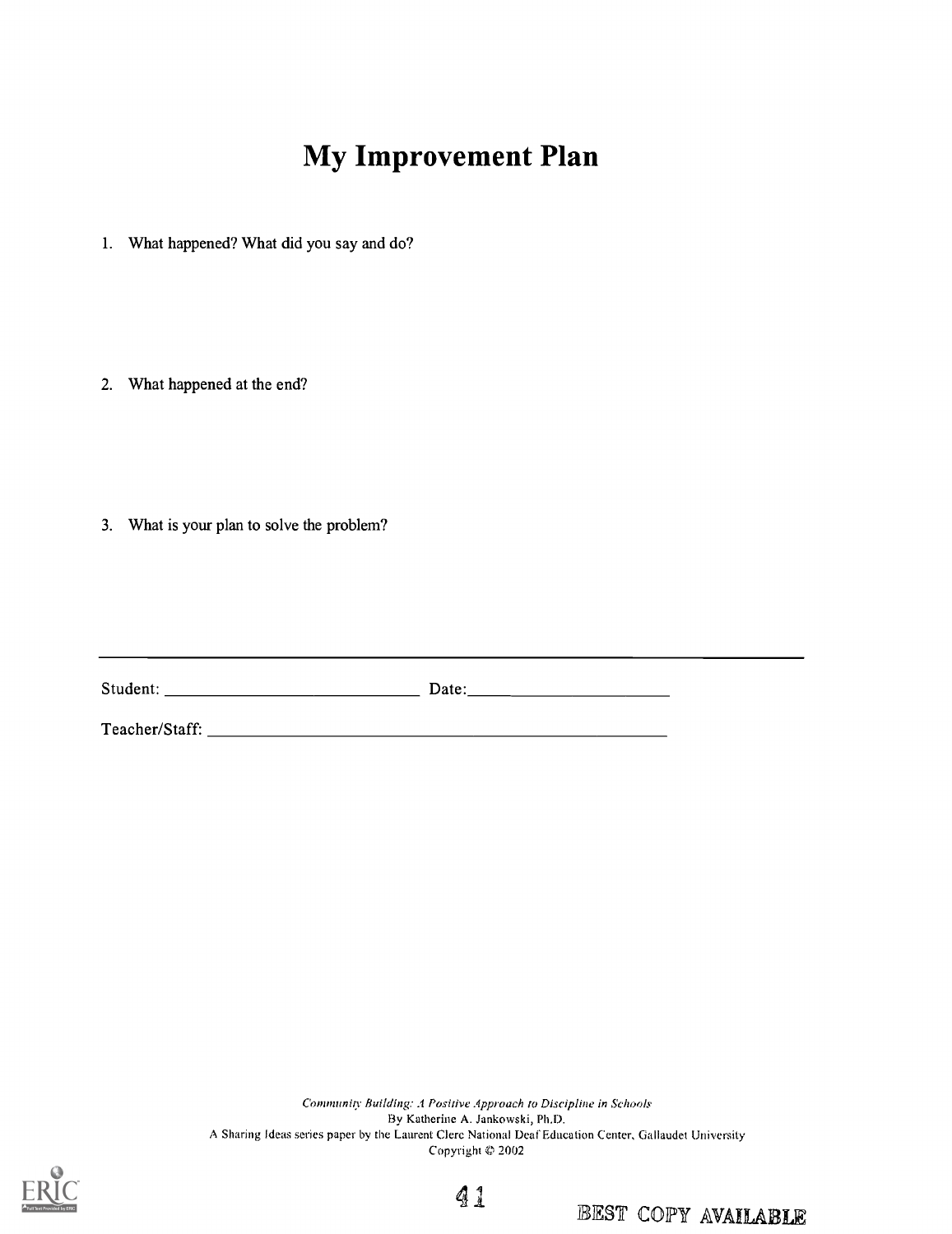# My Improvement Plan

1. What happened? What did you say and do?

2. What happened at the end?

3. What is your plan to solve the problem?

---

Student: ______________________________ Date: ______________________

Teacher/Staff: ______________________________________________________

*Community Building: A Positive Approach to Discipline in Schools*
By Katherine A. Jankowski, Ph.D.
A Sharing Ideas series paper by the Laurent Clerc National Deaf Education Center, Gallaudet University
Copyright © 2002

BEST COPY AVAILABLE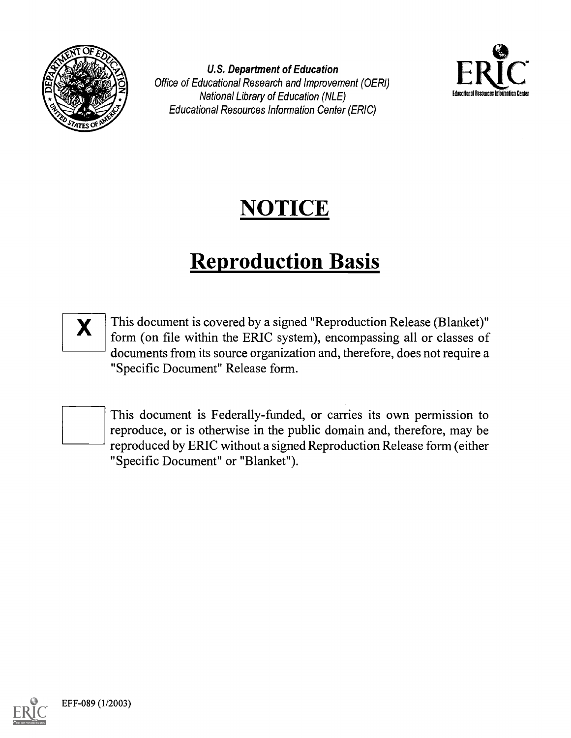U.S. Department of Education
Office of Educational Research and Improvement (OERI)
National Library of Education (NLE)
Educational Resources Information Center (ERIC)

# NOTICE

# Reproduction Basis

- [X] This document is covered by a signed "Reproduction Release (Blanket)" form (on file within the ERIC system), encompassing all or classes of documents from its source organization and, therefore, does not require a "Specific Document" Release form.

- [ ] This document is Federally-funded, or carries its own permission to reproduce, or is otherwise in the public domain and, therefore, may be reproduced by ERIC without a signed Reproduction Release form (either "Specific Document" or "Blanket").

EFF-089 (1/2003)